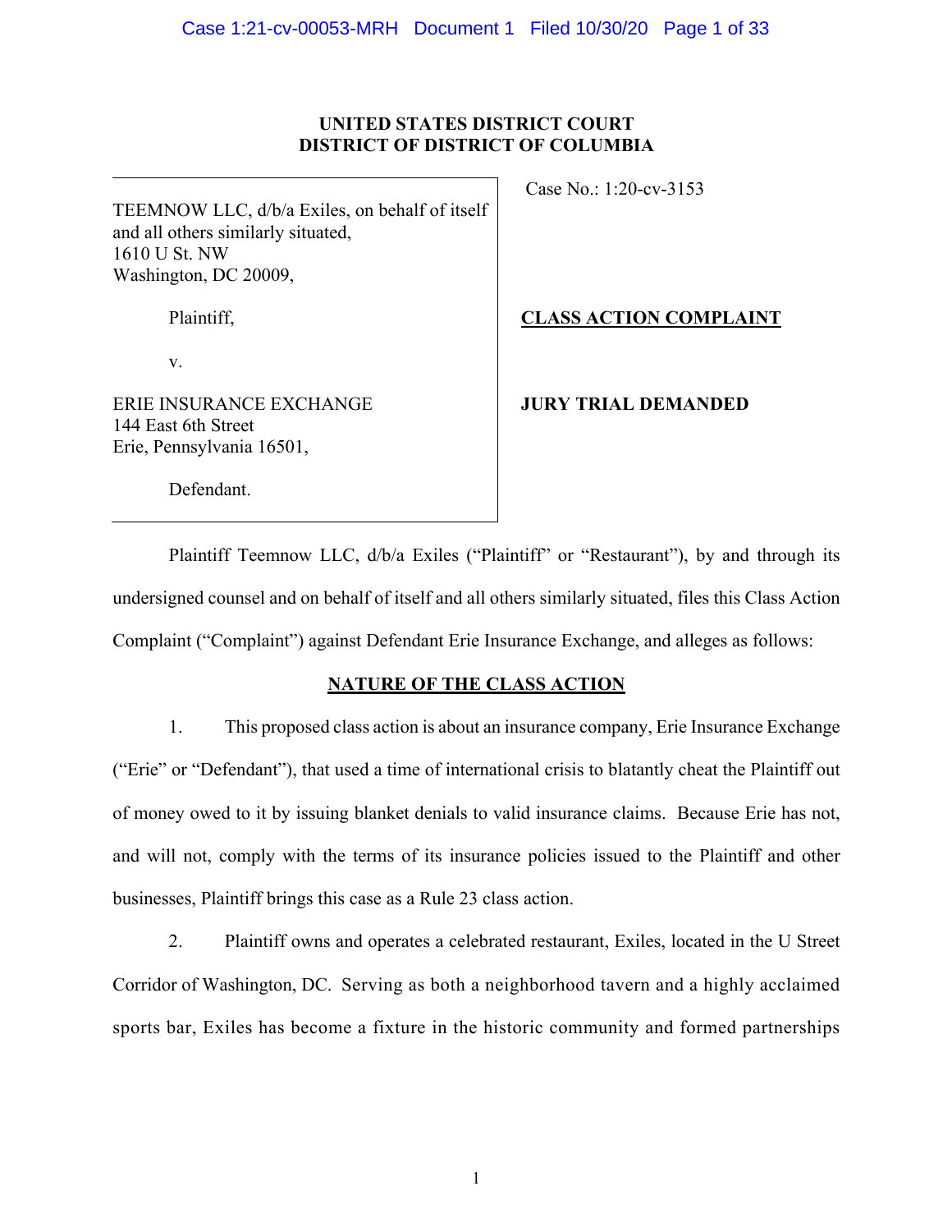**UNITED STATES DISTRICT COURT**
**DISTRICT OF DISTRICT OF COLUMBIA**

| | |
|---|---|
| TEEMNOW LLC, d/b/a Exiles, on behalf of itself and all others similarly situated,<br>1610 U St. NW<br>Washington, DC 20009,<br><br>Plaintiff,<br><br>v.<br><br>ERIE INSURANCE EXCHANGE<br>144 East 6th Street<br>Erie, Pennsylvania 16501,<br><br>Defendant. | Case No.: 1:20-cv-3153<br><br>**CLASS ACTION COMPLAINT**<br><br>**JURY TRIAL DEMANDED** |

Plaintiff Teemnow LLC, d/b/a Exiles ("Plaintiff" or "Restaurant"), by and through its undersigned counsel and on behalf of itself and all others similarly situated, files this Class Action Complaint ("Complaint") against Defendant Erie Insurance Exchange, and alleges as follows:

## NATURE OF THE CLASS ACTION

1. This proposed class action is about an insurance company, Erie Insurance Exchange ("Erie" or "Defendant"), that used a time of international crisis to blatantly cheat the Plaintiff out of money owed to it by issuing blanket denials to valid insurance claims. Because Erie has not, and will not, comply with the terms of its insurance policies issued to the Plaintiff and other businesses, Plaintiff brings this case as a Rule 23 class action.

2. Plaintiff owns and operates a celebrated restaurant, Exiles, located in the U Street Corridor of Washington, DC. Serving as both a neighborhood tavern and a highly acclaimed sports bar, Exiles has become a fixture in the historic community and formed partnerships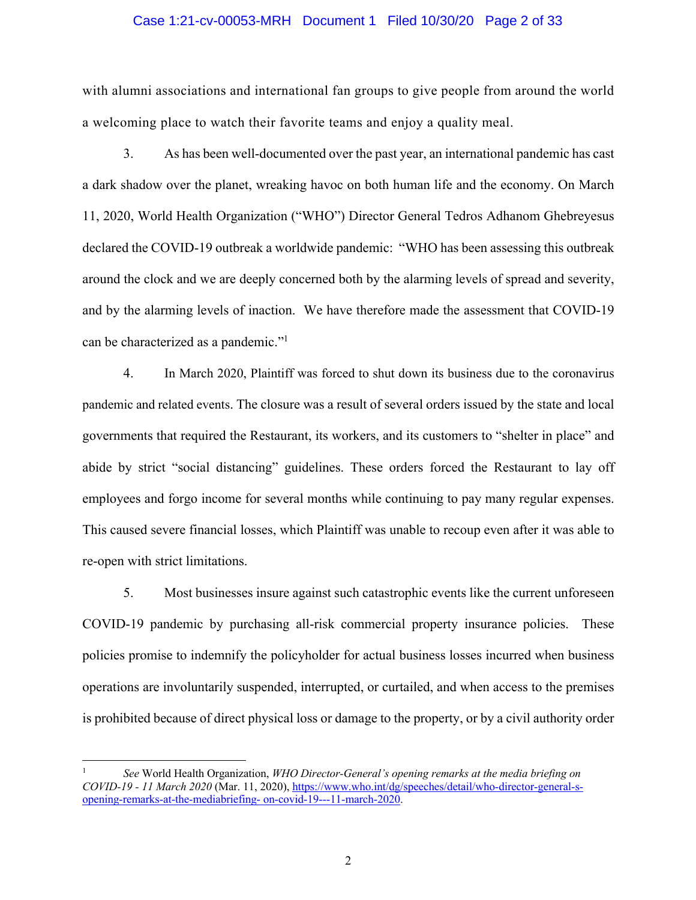with alumni associations and international fan groups to give people from around the world a welcoming place to watch their favorite teams and enjoy a quality meal.

3. As has been well-documented over the past year, an international pandemic has cast a dark shadow over the planet, wreaking havoc on both human life and the economy. On March 11, 2020, World Health Organization ("WHO") Director General Tedros Adhanom Ghebreyesus declared the COVID-19 outbreak a worldwide pandemic: "WHO has been assessing this outbreak around the clock and we are deeply concerned both by the alarming levels of spread and severity, and by the alarming levels of inaction. We have therefore made the assessment that COVID-19 can be characterized as a pandemic."[1]

4. In March 2020, Plaintiff was forced to shut down its business due to the coronavirus pandemic and related events. The closure was a result of several orders issued by the state and local governments that required the Restaurant, its workers, and its customers to "shelter in place" and abide by strict "social distancing" guidelines. These orders forced the Restaurant to lay off employees and forgo income for several months while continuing to pay many regular expenses. This caused severe financial losses, which Plaintiff was unable to recoup even after it was able to re-open with strict limitations.

5. Most businesses insure against such catastrophic events like the current unforeseen COVID-19 pandemic by purchasing all-risk commercial property insurance policies. These policies promise to indemnify the policyholder for actual business losses incurred when business operations are involuntarily suspended, interrupted, or curtailed, and when access to the premises is prohibited because of direct physical loss or damage to the property, or by a civil authority order

---

[1] *See* World Health Organization, *WHO Director-General's opening remarks at the media briefing on COVID-19 - 11 March 2020* (Mar. 11, 2020), https://www.who.int/dg/speeches/detail/who-director-general-s-opening-remarks-at-the-mediabriefing- on-covid-19---11-march-2020.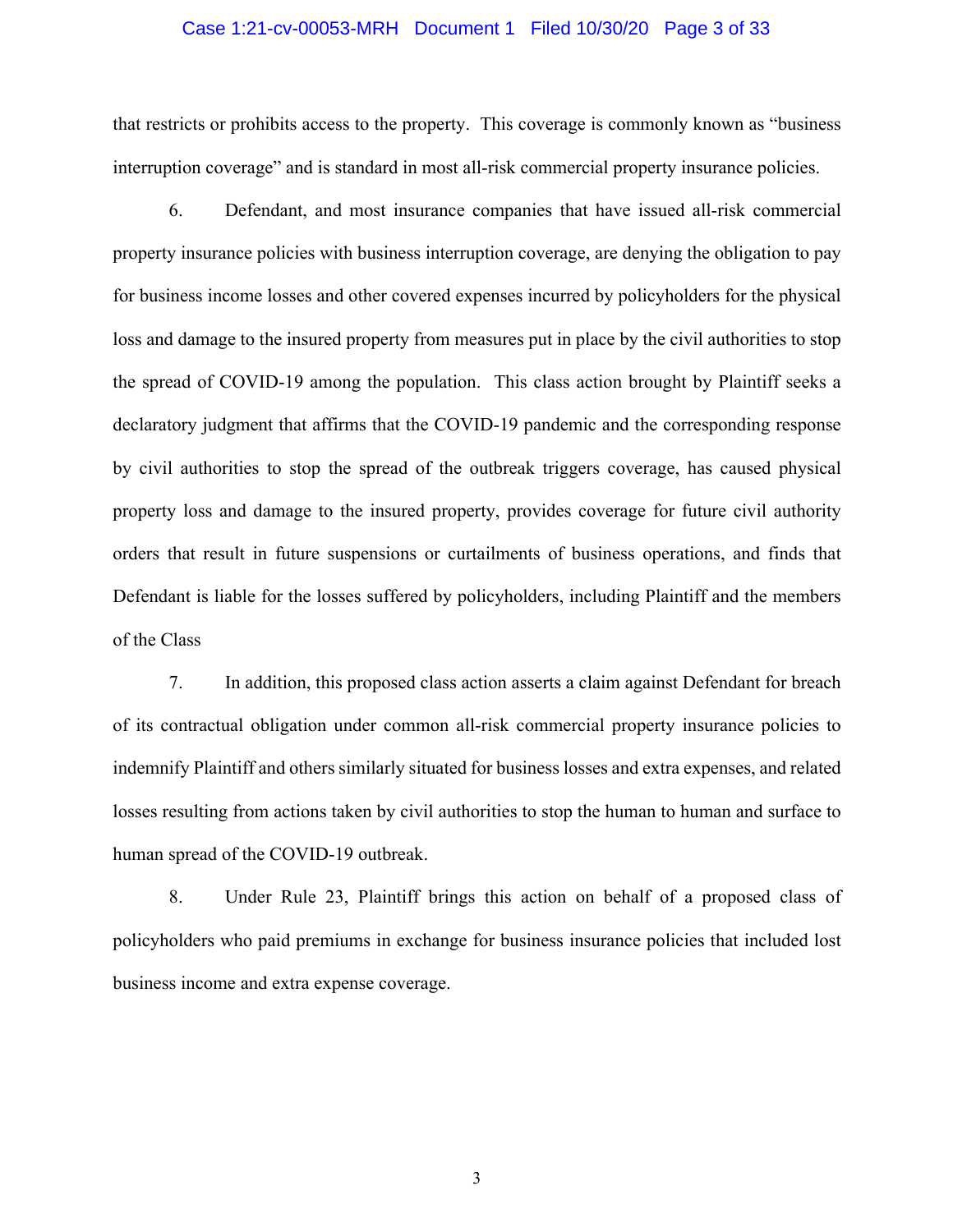that restricts or prohibits access to the property. This coverage is commonly known as "business interruption coverage" and is standard in most all-risk commercial property insurance policies.

6. Defendant, and most insurance companies that have issued all-risk commercial property insurance policies with business interruption coverage, are denying the obligation to pay for business income losses and other covered expenses incurred by policyholders for the physical loss and damage to the insured property from measures put in place by the civil authorities to stop the spread of COVID-19 among the population. This class action brought by Plaintiff seeks a declaratory judgment that affirms that the COVID-19 pandemic and the corresponding response by civil authorities to stop the spread of the outbreak triggers coverage, has caused physical property loss and damage to the insured property, provides coverage for future civil authority orders that result in future suspensions or curtailments of business operations, and finds that Defendant is liable for the losses suffered by policyholders, including Plaintiff and the members of the Class

7. In addition, this proposed class action asserts a claim against Defendant for breach of its contractual obligation under common all-risk commercial property insurance policies to indemnify Plaintiff and others similarly situated for business losses and extra expenses, and related losses resulting from actions taken by civil authorities to stop the human to human and surface to human spread of the COVID-19 outbreak.

8. Under Rule 23, Plaintiff brings this action on behalf of a proposed class of policyholders who paid premiums in exchange for business insurance policies that included lost business income and extra expense coverage.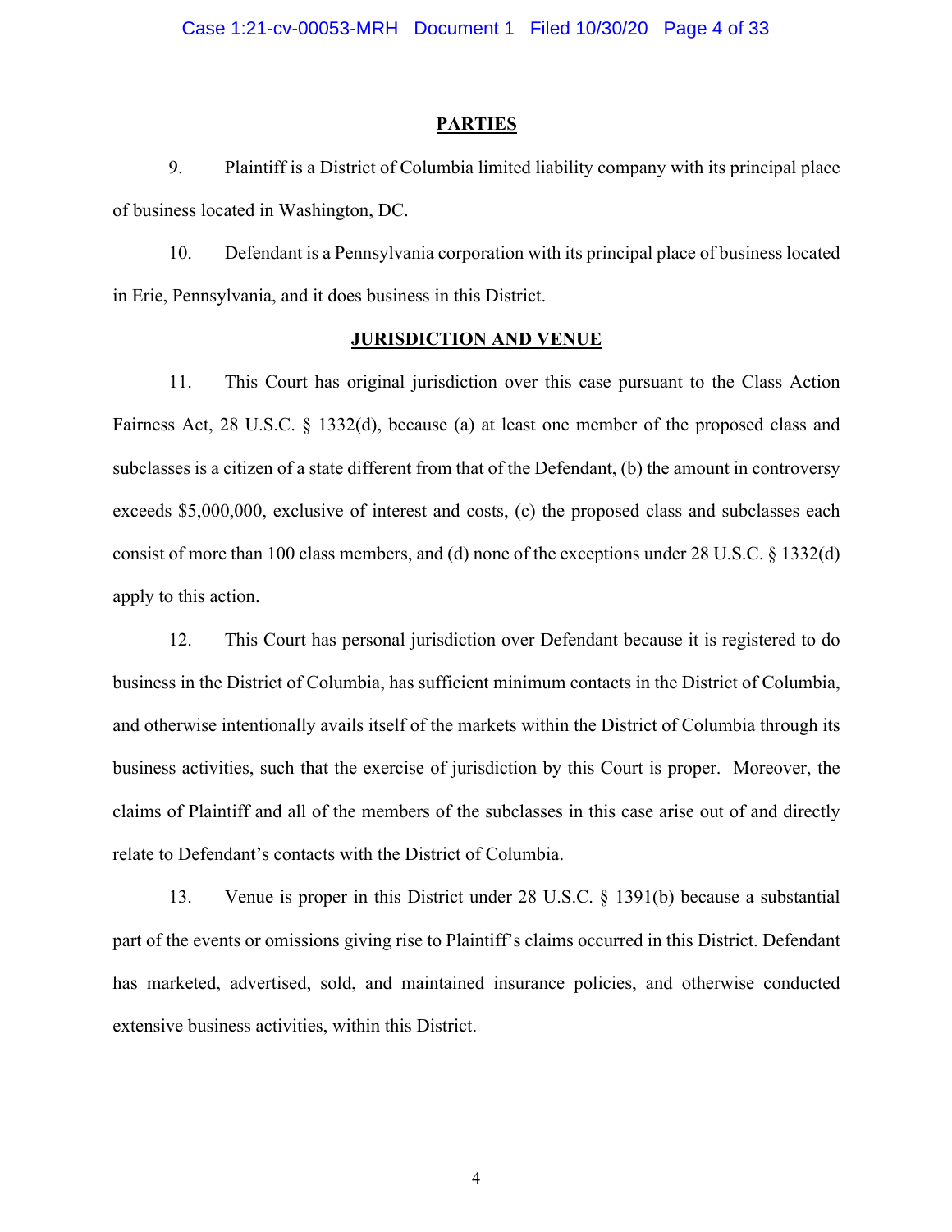## PARTIES

9. Plaintiff is a District of Columbia limited liability company with its principal place of business located in Washington, DC.

10. Defendant is a Pennsylvania corporation with its principal place of business located in Erie, Pennsylvania, and it does business in this District.

## JURISDICTION AND VENUE

11. This Court has original jurisdiction over this case pursuant to the Class Action Fairness Act, 28 U.S.C. § 1332(d), because (a) at least one member of the proposed class and subclasses is a citizen of a state different from that of the Defendant, (b) the amount in controversy exceeds $5,000,000, exclusive of interest and costs, (c) the proposed class and subclasses each consist of more than 100 class members, and (d) none of the exceptions under 28 U.S.C. § 1332(d) apply to this action.

12. This Court has personal jurisdiction over Defendant because it is registered to do business in the District of Columbia, has sufficient minimum contacts in the District of Columbia, and otherwise intentionally avails itself of the markets within the District of Columbia through its business activities, such that the exercise of jurisdiction by this Court is proper. Moreover, the claims of Plaintiff and all of the members of the subclasses in this case arise out of and directly relate to Defendant's contacts with the District of Columbia.

13. Venue is proper in this District under 28 U.S.C. § 1391(b) because a substantial part of the events or omissions giving rise to Plaintiff's claims occurred in this District. Defendant has marketed, advertised, sold, and maintained insurance policies, and otherwise conducted extensive business activities, within this District.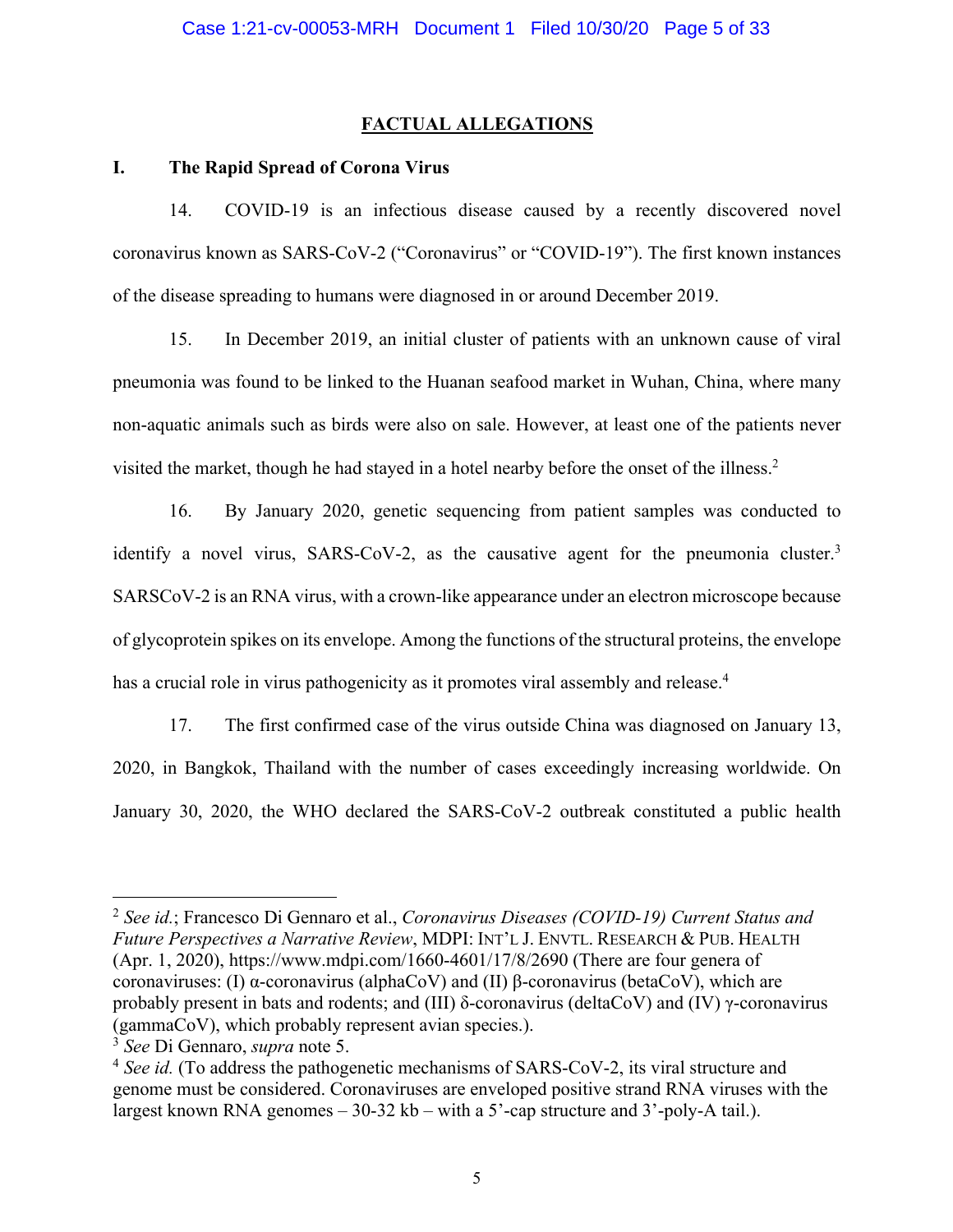## FACTUAL ALLEGATIONS

### I. The Rapid Spread of Corona Virus

14. COVID-19 is an infectious disease caused by a recently discovered novel coronavirus known as SARS-CoV-2 ("Coronavirus" or "COVID-19"). The first known instances of the disease spreading to humans were diagnosed in or around December 2019.

15. In December 2019, an initial cluster of patients with an unknown cause of viral pneumonia was found to be linked to the Huanan seafood market in Wuhan, China, where many non-aquatic animals such as birds were also on sale. However, at least one of the patients never visited the market, though he had stayed in a hotel nearby before the onset of the illness.[2]

16. By January 2020, genetic sequencing from patient samples was conducted to identify a novel virus, SARS-CoV-2, as the causative agent for the pneumonia cluster.[3] SARSCoV-2 is an RNA virus, with a crown-like appearance under an electron microscope because of glycoprotein spikes on its envelope. Among the functions of the structural proteins, the envelope has a crucial role in virus pathogenicity as it promotes viral assembly and release.[4]

17. The first confirmed case of the virus outside China was diagnosed on January 13, 2020, in Bangkok, Thailand with the number of cases exceedingly increasing worldwide. On January 30, 2020, the WHO declared the SARS-CoV-2 outbreak constituted a public health

---

[2] *See id.*; Francesco Di Gennaro et al., *Coronavirus Diseases (COVID-19) Current Status and Future Perspectives a Narrative Review*, MDPI: INT'L J. ENVTL. RESEARCH & PUB. HEALTH (Apr. 1, 2020), https://www.mdpi.com/1660-4601/17/8/2690 (There are four genera of coronaviruses: (I) α-coronavirus (alphaCoV) and (II) β-coronavirus (betaCoV), which are probably present in bats and rodents; and (III) δ-coronavirus (deltaCoV) and (IV) γ-coronavirus (gammaCoV), which probably represent avian species.).

[3] *See* Di Gennaro, *supra* note 5.

[4] *See id.* (To address the pathogenetic mechanisms of SARS-CoV-2, its viral structure and genome must be considered. Coronaviruses are enveloped positive strand RNA viruses with the largest known RNA genomes – 30-32 kb – with a 5'-cap structure and 3'-poly-A tail.).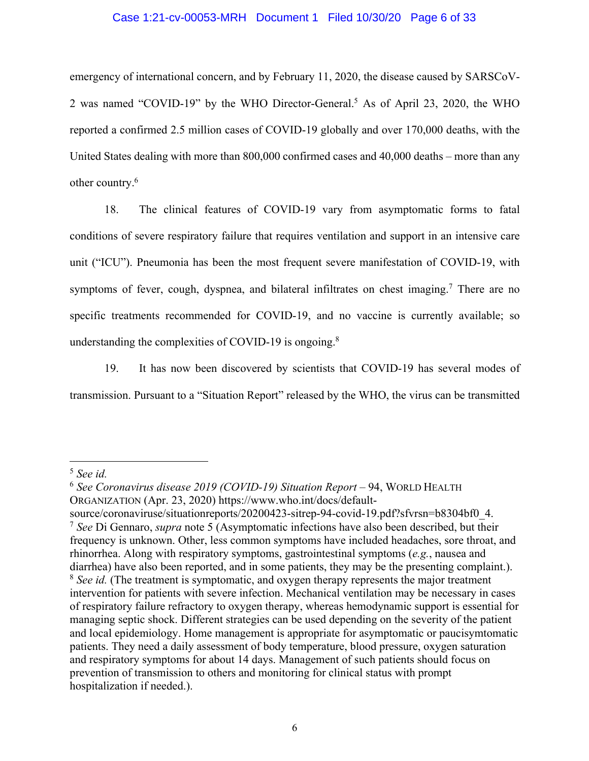emergency of international concern, and by February 11, 2020, the disease caused by SARSCoV-2 was named "COVID-19" by the WHO Director-General.[5] As of April 23, 2020, the WHO reported a confirmed 2.5 million cases of COVID-19 globally and over 170,000 deaths, with the United States dealing with more than 800,000 confirmed cases and 40,000 deaths – more than any other country.[6]

18. The clinical features of COVID-19 vary from asymptomatic forms to fatal conditions of severe respiratory failure that requires ventilation and support in an intensive care unit ("ICU"). Pneumonia has been the most frequent severe manifestation of COVID-19, with symptoms of fever, cough, dyspnea, and bilateral infiltrates on chest imaging.[7] There are no specific treatments recommended for COVID-19, and no vaccine is currently available; so understanding the complexities of COVID-19 is ongoing.[8]

19. It has now been discovered by scientists that COVID-19 has several modes of transmission. Pursuant to a "Situation Report" released by the WHO, the virus can be transmitted

---

[5] *See id.*

[6] *See Coronavirus disease 2019 (COVID-19) Situation Report* – 94, WORLD HEALTH ORGANIZATION (Apr. 23, 2020) https://www.who.int/docs/default-source/coronaviruse/situationreports/20200423-sitrep-94-covid-19.pdf?sfvrsn=b8304bf0_4.

[7] *See* Di Gennaro, *supra* note 5 (Asymptomatic infections have also been described, but their frequency is unknown. Other, less common symptoms have included headaches, sore throat, and rhinorrhea. Along with respiratory symptoms, gastrointestinal symptoms (*e.g.*, nausea and diarrhea) have also been reported, and in some patients, they may be the presenting complaint.).

[8] *See id.* (The treatment is symptomatic, and oxygen therapy represents the major treatment intervention for patients with severe infection. Mechanical ventilation may be necessary in cases of respiratory failure refractory to oxygen therapy, whereas hemodynamic support is essential for managing septic shock. Different strategies can be used depending on the severity of the patient and local epidemiology. Home management is appropriate for asymptomatic or paucisymtomatic patients. They need a daily assessment of body temperature, blood pressure, oxygen saturation and respiratory symptoms for about 14 days. Management of such patients should focus on prevention of transmission to others and monitoring for clinical status with prompt hospitalization if needed.).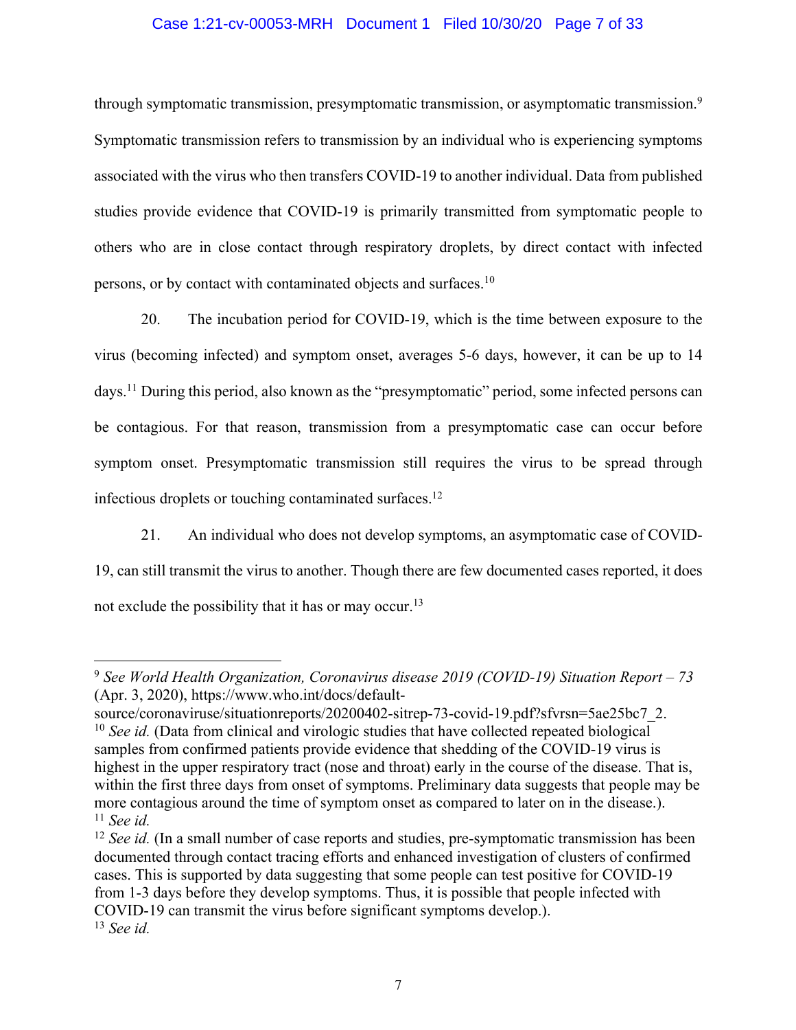through symptomatic transmission, presymptomatic transmission, or asymptomatic transmission.[9] Symptomatic transmission refers to transmission by an individual who is experiencing symptoms associated with the virus who then transfers COVID-19 to another individual. Data from published studies provide evidence that COVID-19 is primarily transmitted from symptomatic people to others who are in close contact through respiratory droplets, by direct contact with infected persons, or by contact with contaminated objects and surfaces.[10]

20. The incubation period for COVID-19, which is the time between exposure to the virus (becoming infected) and symptom onset, averages 5-6 days, however, it can be up to 14 days.[11] During this period, also known as the "presymptomatic" period, some infected persons can be contagious. For that reason, transmission from a presymptomatic case can occur before symptom onset. Presymptomatic transmission still requires the virus to be spread through infectious droplets or touching contaminated surfaces.[12]

21. An individual who does not develop symptoms, an asymptomatic case of COVID-19, can still transmit the virus to another. Though there are few documented cases reported, it does not exclude the possibility that it has or may occur.[13]

---

[9] *See World Health Organization, Coronavirus disease 2019 (COVID-19) Situation Report – 73* (Apr. 3, 2020), https://www.who.int/docs/default-source/coronaviruse/situationreports/20200402-sitrep-73-covid-19.pdf?sfvrsn=5ae25bc7_2.

[10] *See id.* (Data from clinical and virologic studies that have collected repeated biological samples from confirmed patients provide evidence that shedding of the COVID-19 virus is highest in the upper respiratory tract (nose and throat) early in the course of the disease. That is, within the first three days from onset of symptoms. Preliminary data suggests that people may be more contagious around the time of symptom onset as compared to later on in the disease.).

[11] *See id.*

[12] *See id.* (In a small number of case reports and studies, pre-symptomatic transmission has been documented through contact tracing efforts and enhanced investigation of clusters of confirmed cases. This is supported by data suggesting that some people can test positive for COVID-19 from 1-3 days before they develop symptoms. Thus, it is possible that people infected with COVID-19 can transmit the virus before significant symptoms develop.).

[13] *See id.*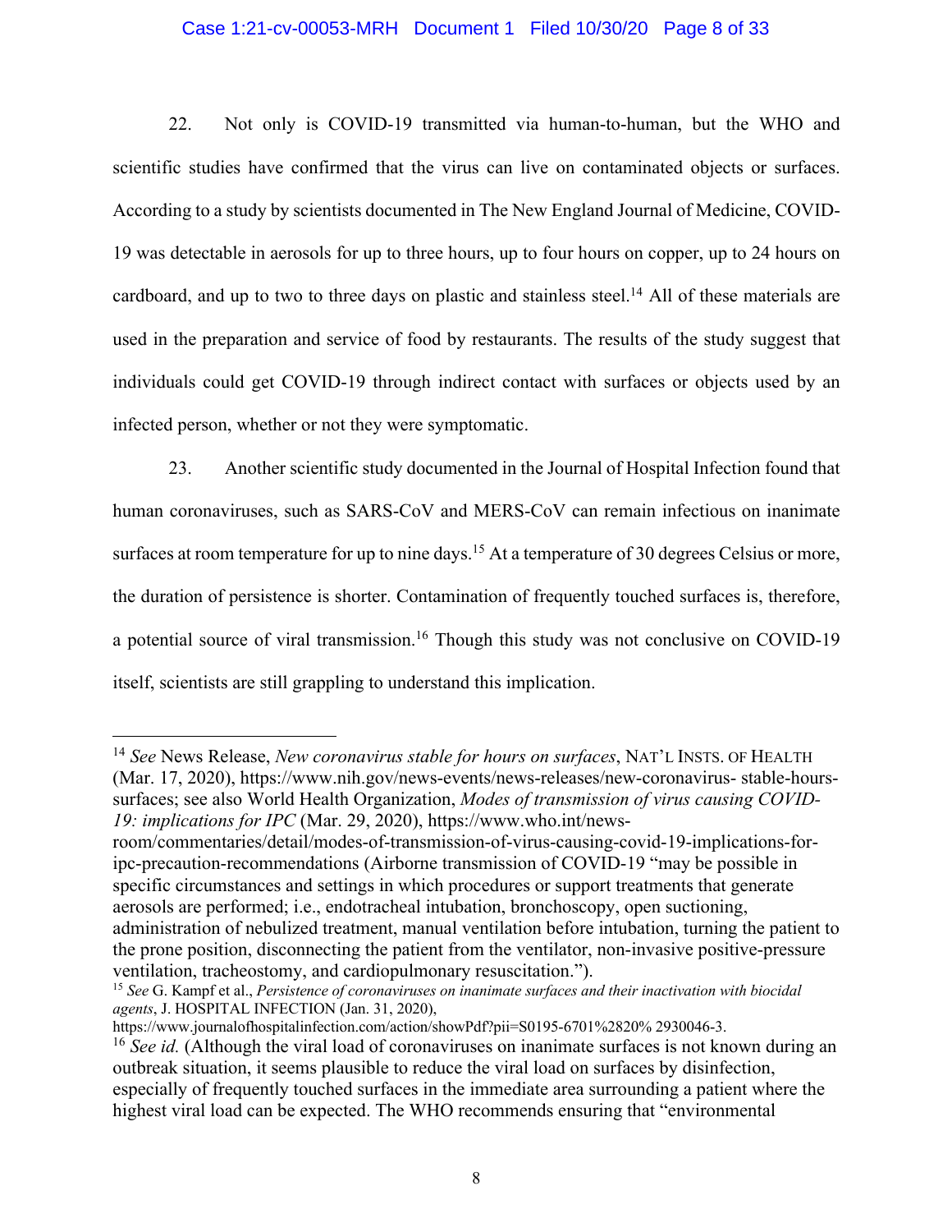22. Not only is COVID-19 transmitted via human-to-human, but the WHO and scientific studies have confirmed that the virus can live on contaminated objects or surfaces. According to a study by scientists documented in The New England Journal of Medicine, COVID-19 was detectable in aerosols for up to three hours, up to four hours on copper, up to 24 hours on cardboard, and up to two to three days on plastic and stainless steel.[14] All of these materials are used in the preparation and service of food by restaurants. The results of the study suggest that individuals could get COVID-19 through indirect contact with surfaces or objects used by an infected person, whether or not they were symptomatic.

23. Another scientific study documented in the Journal of Hospital Infection found that human coronaviruses, such as SARS-CoV and MERS-CoV can remain infectious on inanimate surfaces at room temperature for up to nine days.[15] At a temperature of 30 degrees Celsius or more, the duration of persistence is shorter. Contamination of frequently touched surfaces is, therefore, a potential source of viral transmission.[16] Though this study was not conclusive on COVID-19 itself, scientists are still grappling to understand this implication.

---

[14] *See* News Release, *New coronavirus stable for hours on surfaces*, NAT'L INSTS. OF HEALTH (Mar. 17, 2020), https://www.nih.gov/news-events/news-releases/new-coronavirus- stable-hours-surfaces; see also World Health Organization, *Modes of transmission of virus causing COVID-19: implications for IPC* (Mar. 29, 2020), https://www.who.int/news-room/commentaries/detail/modes-of-transmission-of-virus-causing-covid-19-implications-for-ipc-precaution-recommendations (Airborne transmission of COVID-19 "may be possible in specific circumstances and settings in which procedures or support treatments that generate aerosols are performed; i.e., endotracheal intubation, bronchoscopy, open suctioning, administration of nebulized treatment, manual ventilation before intubation, turning the patient to the prone position, disconnecting the patient from the ventilator, non-invasive positive-pressure ventilation, tracheostomy, and cardiopulmonary resuscitation.").

[15] *See* G. Kampf et al., *Persistence of coronaviruses on inanimate surfaces and their inactivation with biocidal agents*, J. HOSPITAL INFECTION (Jan. 31, 2020), https://www.journalofhospitalinfection.com/action/showPdf?pii=S0195-6701%2820% 2930046-3.

[16] *See id.* (Although the viral load of coronaviruses on inanimate surfaces is not known during an outbreak situation, it seems plausible to reduce the viral load on surfaces by disinfection, especially of frequently touched surfaces in the immediate area surrounding a patient where the highest viral load can be expected. The WHO recommends ensuring that "environmental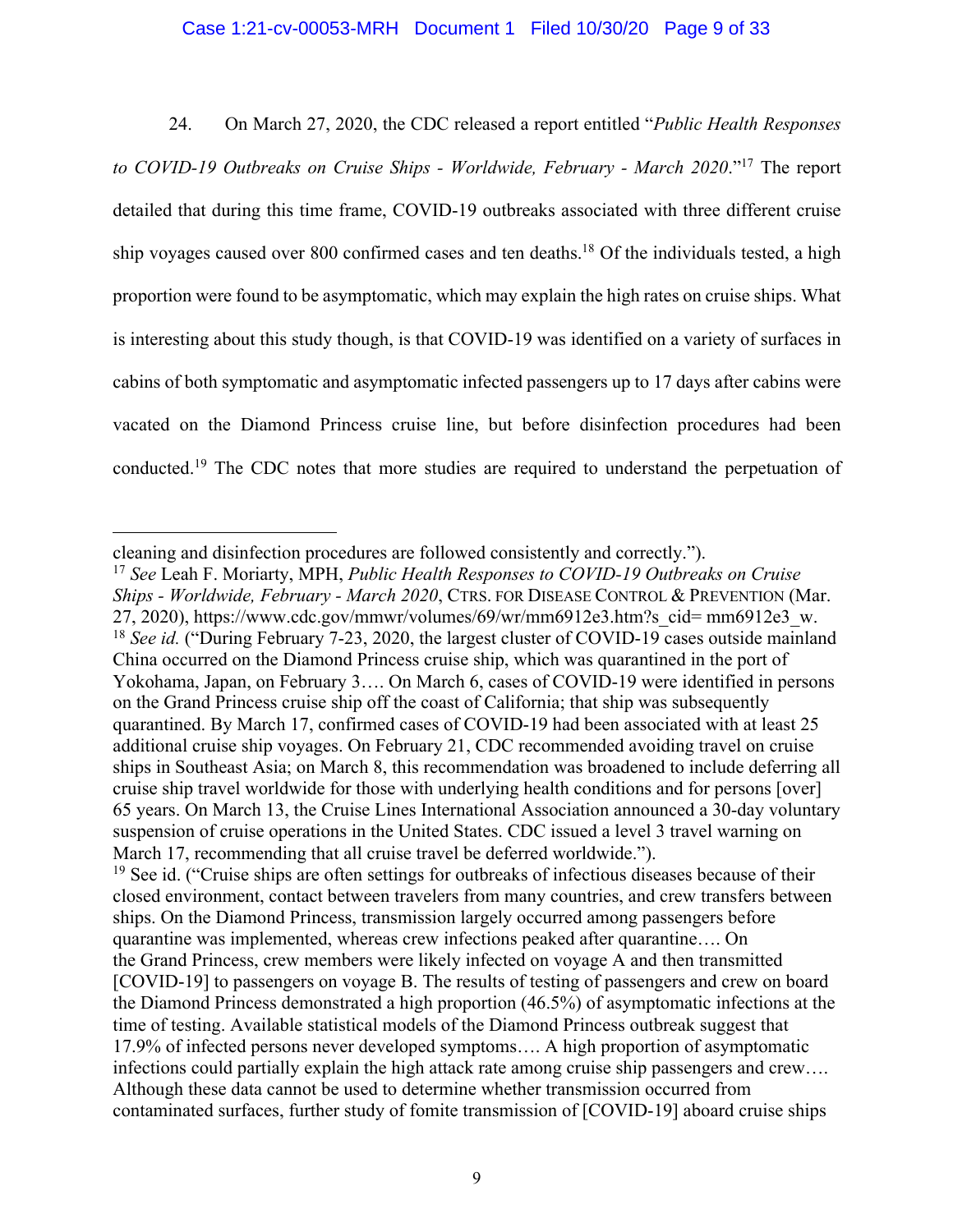24. On March 27, 2020, the CDC released a report entitled "*Public Health Responses to COVID-19 Outbreaks on Cruise Ships - Worldwide, February - March 2020*."[17] The report detailed that during this time frame, COVID-19 outbreaks associated with three different cruise ship voyages caused over 800 confirmed cases and ten deaths.[18] Of the individuals tested, a high proportion were found to be asymptomatic, which may explain the high rates on cruise ships. What is interesting about this study though, is that COVID-19 was identified on a variety of surfaces in cabins of both symptomatic and asymptomatic infected passengers up to 17 days after cabins were vacated on the Diamond Princess cruise line, but before disinfection procedures had been conducted.[19] The CDC notes that more studies are required to understand the perpetuation of

---

cleaning and disinfection procedures are followed consistently and correctly.").

[17] *See* Leah F. Moriarty, MPH, *Public Health Responses to COVID-19 Outbreaks on Cruise Ships - Worldwide, February - March 2020*, CTRS. FOR DISEASE CONTROL & PREVENTION (Mar. 27, 2020), https://www.cdc.gov/mmwr/volumes/69/wr/mm6912e3.htm?s_cid= mm6912e3_w.

[18] *See id.* ("During February 7-23, 2020, the largest cluster of COVID-19 cases outside mainland China occurred on the Diamond Princess cruise ship, which was quarantined in the port of Yokohama, Japan, on February 3…. On March 6, cases of COVID-19 were identified in persons on the Grand Princess cruise ship off the coast of California; that ship was subsequently quarantined. By March 17, confirmed cases of COVID-19 had been associated with at least 25 additional cruise ship voyages. On February 21, CDC recommended avoiding travel on cruise ships in Southeast Asia; on March 8, this recommendation was broadened to include deferring all cruise ship travel worldwide for those with underlying health conditions and for persons [over] 65 years. On March 13, the Cruise Lines International Association announced a 30-day voluntary suspension of cruise operations in the United States. CDC issued a level 3 travel warning on March 17, recommending that all cruise travel be deferred worldwide.").

[19] See id. ("Cruise ships are often settings for outbreaks of infectious diseases because of their closed environment, contact between travelers from many countries, and crew transfers between ships. On the Diamond Princess, transmission largely occurred among passengers before quarantine was implemented, whereas crew infections peaked after quarantine…. On the Grand Princess, crew members were likely infected on voyage A and then transmitted [COVID-19] to passengers on voyage B. The results of testing of passengers and crew on board the Diamond Princess demonstrated a high proportion (46.5%) of asymptomatic infections at the time of testing. Available statistical models of the Diamond Princess outbreak suggest that 17.9% of infected persons never developed symptoms…. A high proportion of asymptomatic infections could partially explain the high attack rate among cruise ship passengers and crew…. Although these data cannot be used to determine whether transmission occurred from contaminated surfaces, further study of fomite transmission of [COVID-19] aboard cruise ships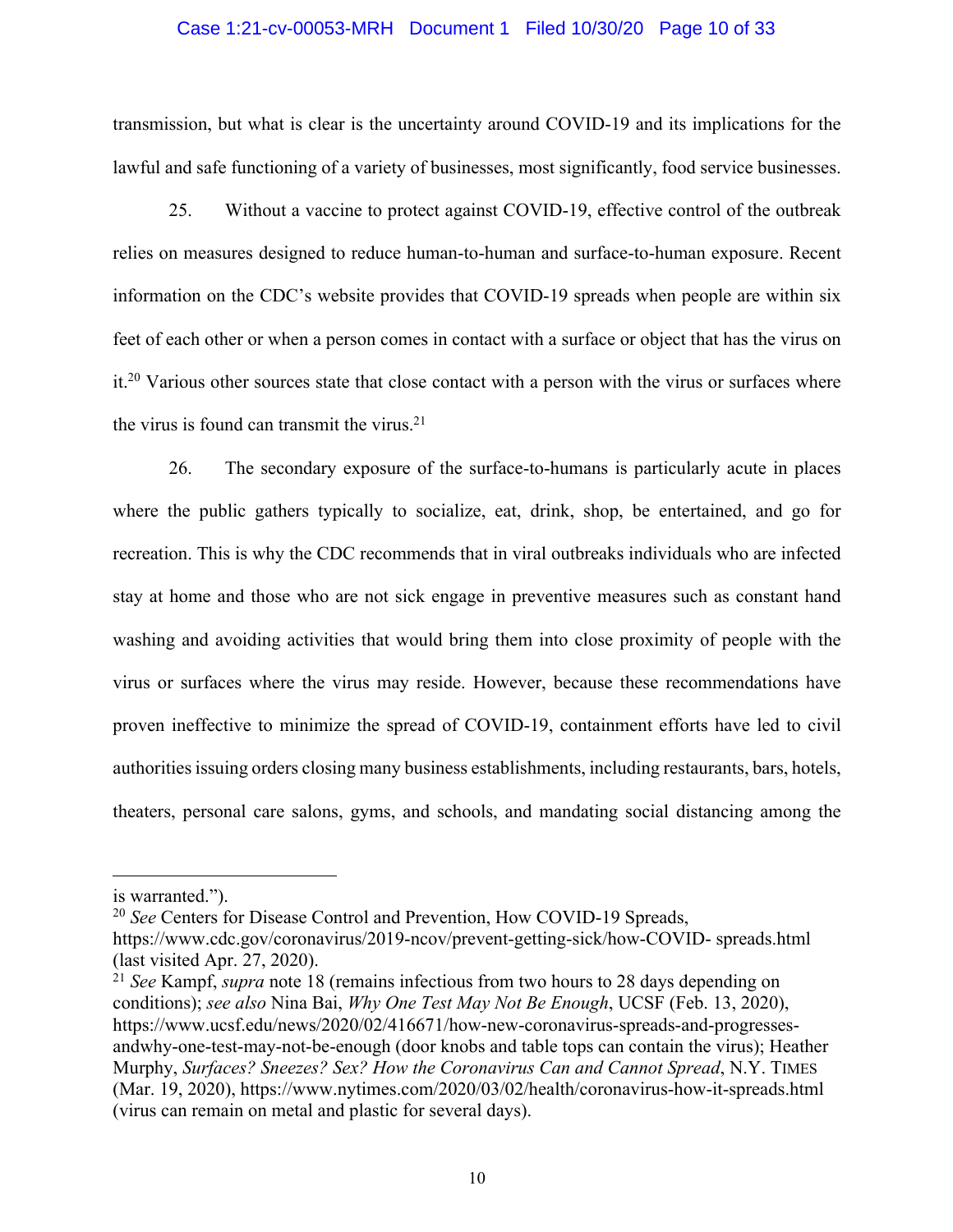transmission, but what is clear is the uncertainty around COVID-19 and its implications for the lawful and safe functioning of a variety of businesses, most significantly, food service businesses.

25. Without a vaccine to protect against COVID-19, effective control of the outbreak relies on measures designed to reduce human-to-human and surface-to-human exposure. Recent information on the CDC's website provides that COVID-19 spreads when people are within six feet of each other or when a person comes in contact with a surface or object that has the virus on it.[20] Various other sources state that close contact with a person with the virus or surfaces where the virus is found can transmit the virus.[21]

26. The secondary exposure of the surface-to-humans is particularly acute in places where the public gathers typically to socialize, eat, drink, shop, be entertained, and go for recreation. This is why the CDC recommends that in viral outbreaks individuals who are infected stay at home and those who are not sick engage in preventive measures such as constant hand washing and avoiding activities that would bring them into close proximity of people with the virus or surfaces where the virus may reside. However, because these recommendations have proven ineffective to minimize the spread of COVID-19, containment efforts have led to civil authorities issuing orders closing many business establishments, including restaurants, bars, hotels, theaters, personal care salons, gyms, and schools, and mandating social distancing among the

---

is warranted.").

[20] *See* Centers for Disease Control and Prevention, How COVID-19 Spreads, https://www.cdc.gov/coronavirus/2019-ncov/prevent-getting-sick/how-COVID- spreads.html (last visited Apr. 27, 2020).

[21] *See* Kampf, *supra* note 18 (remains infectious from two hours to 28 days depending on conditions); *see also* Nina Bai, *Why One Test May Not Be Enough*, UCSF (Feb. 13, 2020), https://www.ucsf.edu/news/2020/02/416671/how-new-coronavirus-spreads-and-progresses-andwhy-one-test-may-not-be-enough (door knobs and table tops can contain the virus); Heather Murphy, *Surfaces? Sneezes? Sex? How the Coronavirus Can and Cannot Spread*, N.Y. TIMES (Mar. 19, 2020), https://www.nytimes.com/2020/03/02/health/coronavirus-how-it-spreads.html (virus can remain on metal and plastic for several days).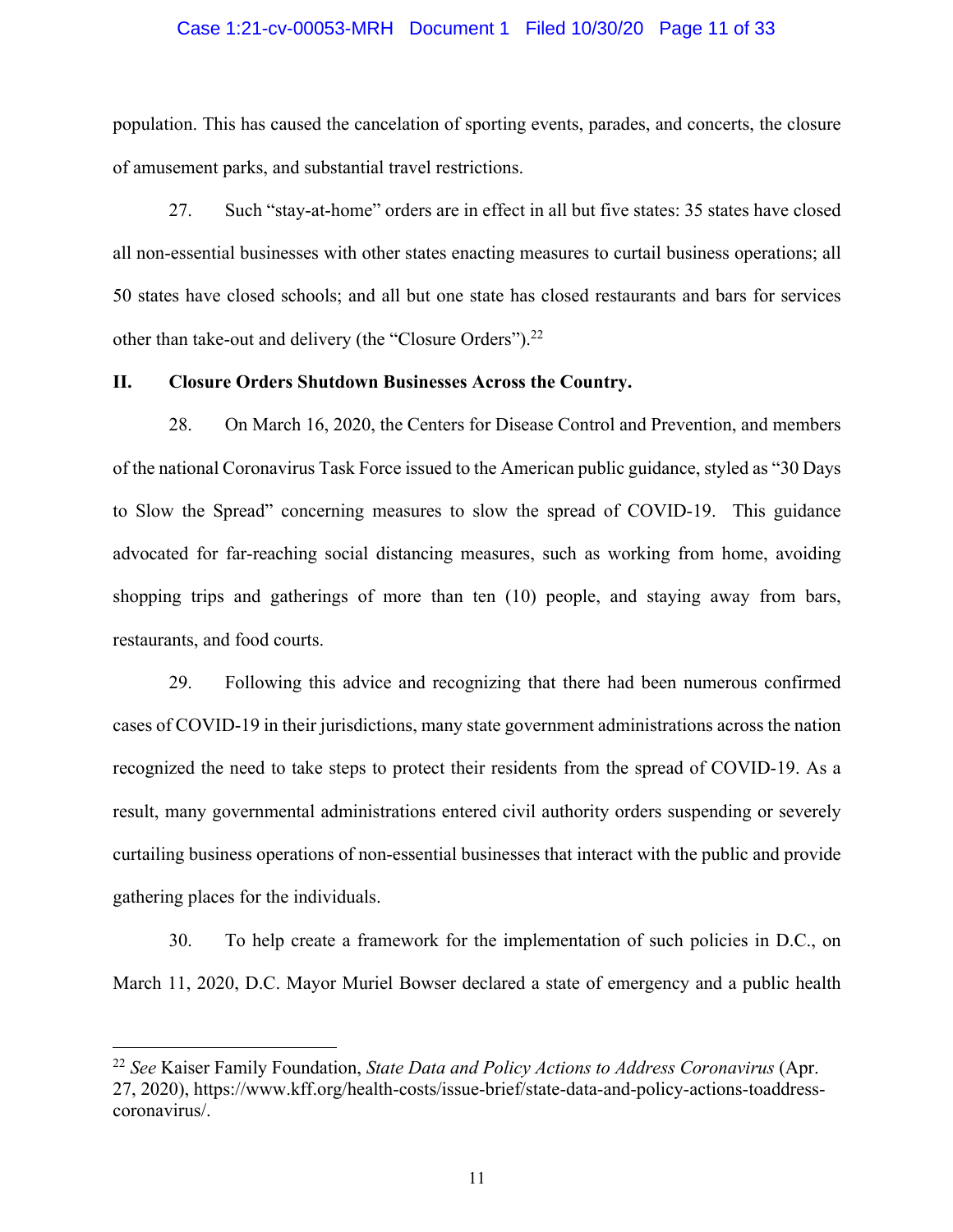population. This has caused the cancelation of sporting events, parades, and concerts, the closure of amusement parks, and substantial travel restrictions.

27. Such "stay-at-home" orders are in effect in all but five states: 35 states have closed all non-essential businesses with other states enacting measures to curtail business operations; all 50 states have closed schools; and all but one state has closed restaurants and bars for services other than take-out and delivery (the "Closure Orders").[22]

## II. Closure Orders Shutdown Businesses Across the Country.

28. On March 16, 2020, the Centers for Disease Control and Prevention, and members of the national Coronavirus Task Force issued to the American public guidance, styled as "30 Days to Slow the Spread" concerning measures to slow the spread of COVID-19. This guidance advocated for far-reaching social distancing measures, such as working from home, avoiding shopping trips and gatherings of more than ten (10) people, and staying away from bars, restaurants, and food courts.

29. Following this advice and recognizing that there had been numerous confirmed cases of COVID-19 in their jurisdictions, many state government administrations across the nation recognized the need to take steps to protect their residents from the spread of COVID-19. As a result, many governmental administrations entered civil authority orders suspending or severely curtailing business operations of non-essential businesses that interact with the public and provide gathering places for the individuals.

30. To help create a framework for the implementation of such policies in D.C., on March 11, 2020, D.C. Mayor Muriel Bowser declared a state of emergency and a public health

---

[22] *See* Kaiser Family Foundation, *State Data and Policy Actions to Address Coronavirus* (Apr. 27, 2020), https://www.kff.org/health-costs/issue-brief/state-data-and-policy-actions-toaddress-coronavirus/.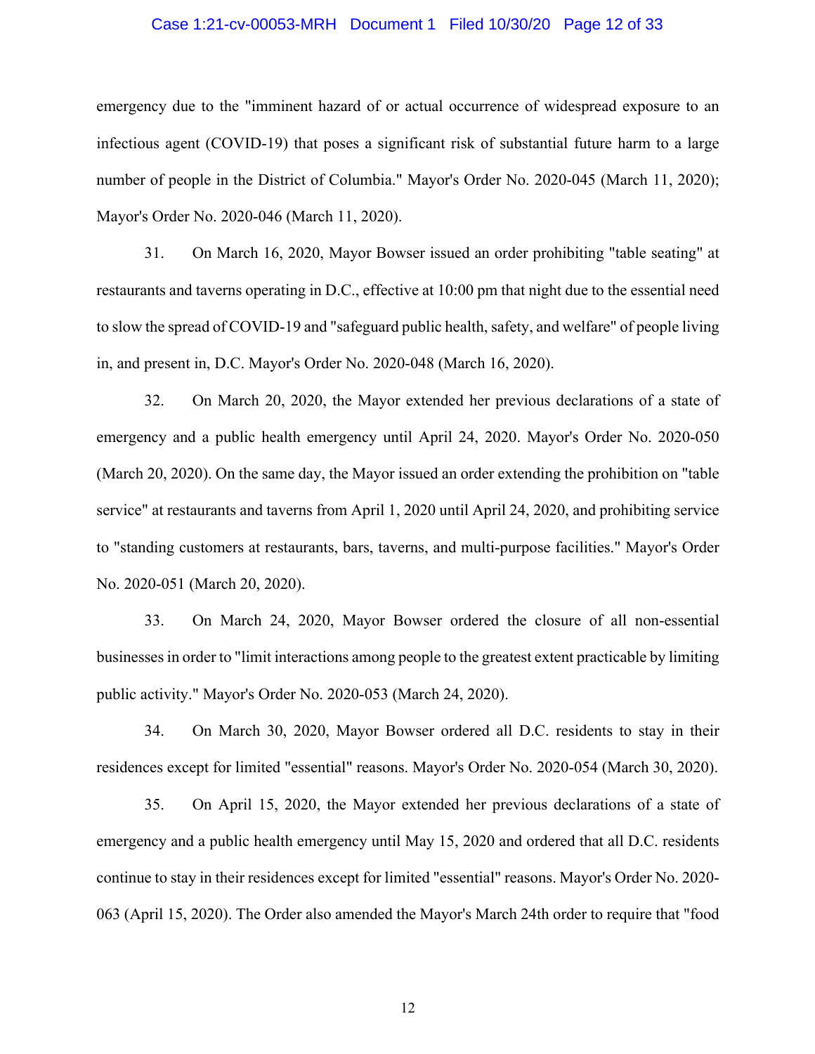emergency due to the "imminent hazard of or actual occurrence of widespread exposure to an infectious agent (COVID-19) that poses a significant risk of substantial future harm to a large number of people in the District of Columbia." Mayor's Order No. 2020-045 (March 11, 2020); Mayor's Order No. 2020-046 (March 11, 2020).

31. On March 16, 2020, Mayor Bowser issued an order prohibiting "table seating" at restaurants and taverns operating in D.C., effective at 10:00 pm that night due to the essential need to slow the spread of COVID-19 and "safeguard public health, safety, and welfare" of people living in, and present in, D.C. Mayor's Order No. 2020-048 (March 16, 2020).

32. On March 20, 2020, the Mayor extended her previous declarations of a state of emergency and a public health emergency until April 24, 2020. Mayor's Order No. 2020-050 (March 20, 2020). On the same day, the Mayor issued an order extending the prohibition on "table service" at restaurants and taverns from April 1, 2020 until April 24, 2020, and prohibiting service to "standing customers at restaurants, bars, taverns, and multi-purpose facilities." Mayor's Order No. 2020-051 (March 20, 2020).

33. On March 24, 2020, Mayor Bowser ordered the closure of all non-essential businesses in order to "limit interactions among people to the greatest extent practicable by limiting public activity." Mayor's Order No. 2020-053 (March 24, 2020).

34. On March 30, 2020, Mayor Bowser ordered all D.C. residents to stay in their residences except for limited "essential" reasons. Mayor's Order No. 2020-054 (March 30, 2020).

35. On April 15, 2020, the Mayor extended her previous declarations of a state of emergency and a public health emergency until May 15, 2020 and ordered that all D.C. residents continue to stay in their residences except for limited "essential" reasons. Mayor's Order No. 2020-063 (April 15, 2020). The Order also amended the Mayor's March 24th order to require that "food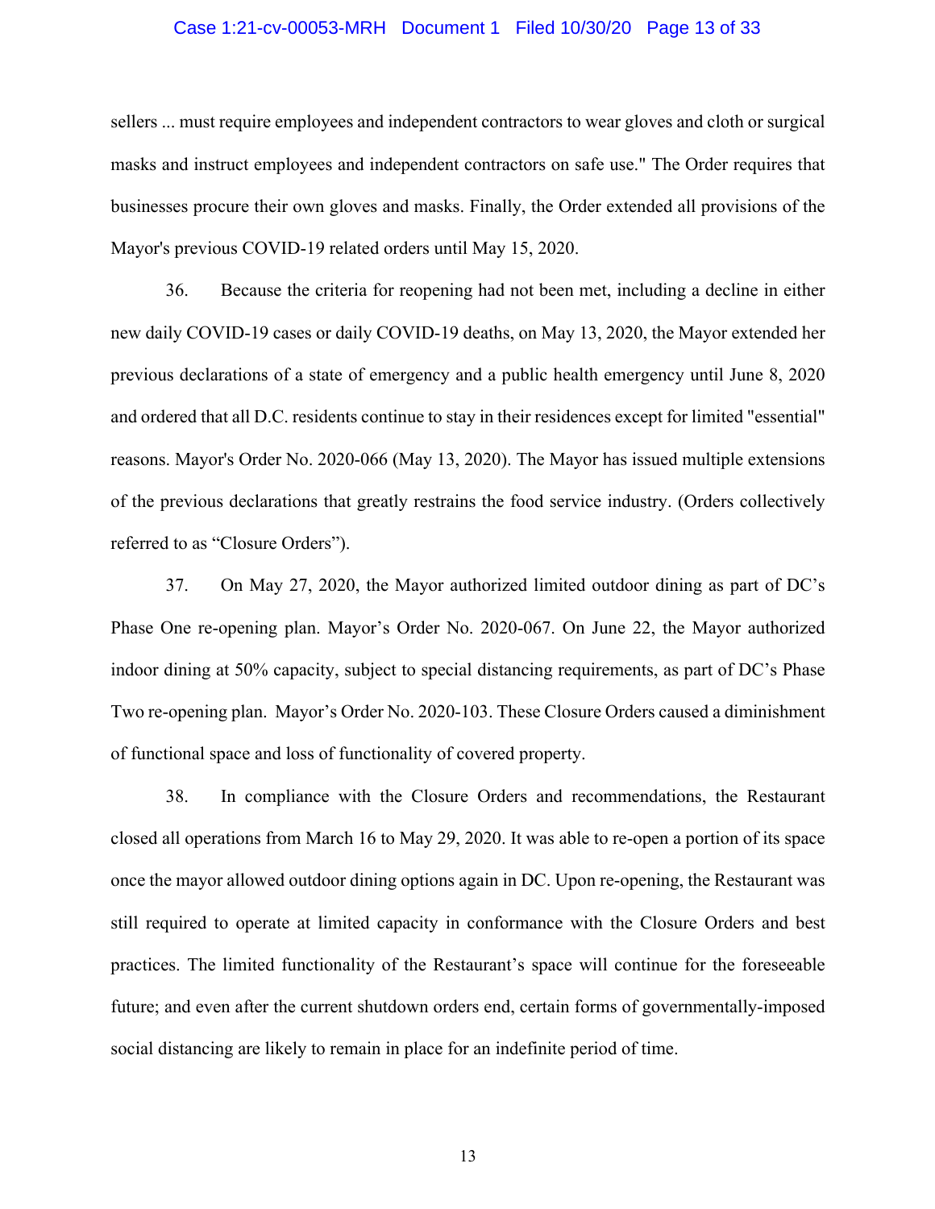sellers ... must require employees and independent contractors to wear gloves and cloth or surgical masks and instruct employees and independent contractors on safe use." The Order requires that businesses procure their own gloves and masks. Finally, the Order extended all provisions of the Mayor's previous COVID-19 related orders until May 15, 2020.

36. Because the criteria for reopening had not been met, including a decline in either new daily COVID-19 cases or daily COVID-19 deaths, on May 13, 2020, the Mayor extended her previous declarations of a state of emergency and a public health emergency until June 8, 2020 and ordered that all D.C. residents continue to stay in their residences except for limited "essential" reasons. Mayor's Order No. 2020-066 (May 13, 2020). The Mayor has issued multiple extensions of the previous declarations that greatly restrains the food service industry. (Orders collectively referred to as "Closure Orders").

37. On May 27, 2020, the Mayor authorized limited outdoor dining as part of DC's Phase One re-opening plan. Mayor's Order No. 2020-067. On June 22, the Mayor authorized indoor dining at 50% capacity, subject to special distancing requirements, as part of DC's Phase Two re-opening plan. Mayor's Order No. 2020-103. These Closure Orders caused a diminishment of functional space and loss of functionality of covered property.

38. In compliance with the Closure Orders and recommendations, the Restaurant closed all operations from March 16 to May 29, 2020. It was able to re-open a portion of its space once the mayor allowed outdoor dining options again in DC. Upon re-opening, the Restaurant was still required to operate at limited capacity in conformance with the Closure Orders and best practices. The limited functionality of the Restaurant's space will continue for the foreseeable future; and even after the current shutdown orders end, certain forms of governmentally-imposed social distancing are likely to remain in place for an indefinite period of time.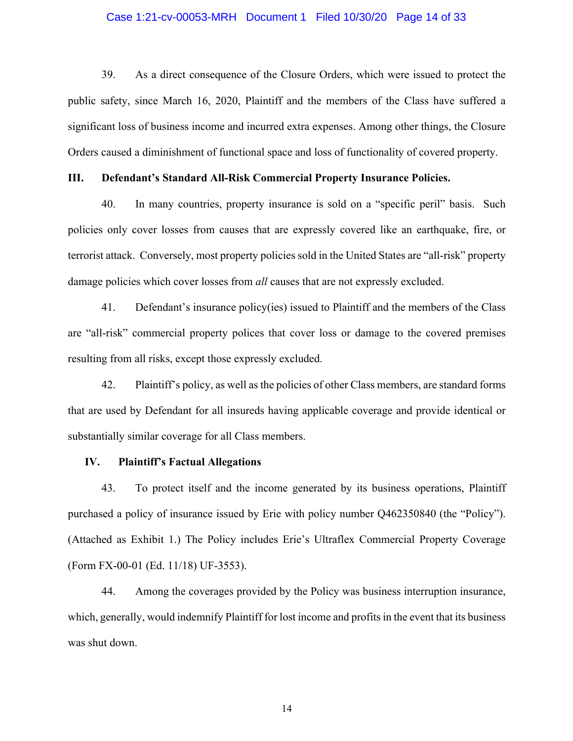39. As a direct consequence of the Closure Orders, which were issued to protect the public safety, since March 16, 2020, Plaintiff and the members of the Class have suffered a significant loss of business income and incurred extra expenses. Among other things, the Closure Orders caused a diminishment of functional space and loss of functionality of covered property.

## III. Defendant's Standard All-Risk Commercial Property Insurance Policies.

40. In many countries, property insurance is sold on a "specific peril" basis. Such policies only cover losses from causes that are expressly covered like an earthquake, fire, or terrorist attack. Conversely, most property policies sold in the United States are "all-risk" property damage policies which cover losses from *all* causes that are not expressly excluded.

41. Defendant's insurance policy(ies) issued to Plaintiff and the members of the Class are "all-risk" commercial property polices that cover loss or damage to the covered premises resulting from all risks, except those expressly excluded.

42. Plaintiff's policy, as well as the policies of other Class members, are standard forms that are used by Defendant for all insureds having applicable coverage and provide identical or substantially similar coverage for all Class members.

## IV. Plaintiff's Factual Allegations

43. To protect itself and the income generated by its business operations, Plaintiff purchased a policy of insurance issued by Erie with policy number Q462350840 (the "Policy"). (Attached as Exhibit 1.) The Policy includes Erie's Ultraflex Commercial Property Coverage (Form FX-00-01 (Ed. 11/18) UF-3553).

44. Among the coverages provided by the Policy was business interruption insurance, which, generally, would indemnify Plaintiff for lost income and profits in the event that its business was shut down.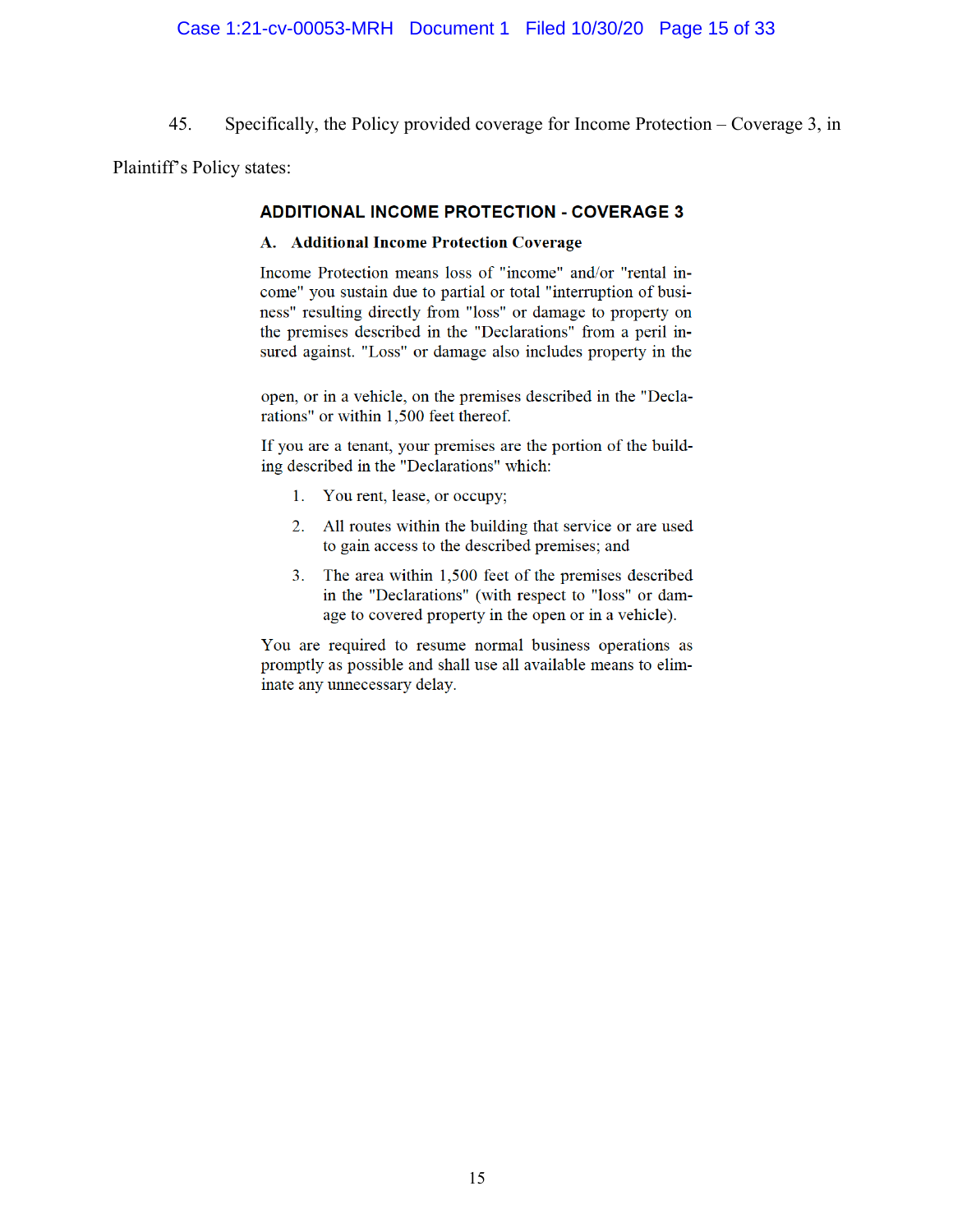45. Specifically, the Policy provided coverage for Income Protection – Coverage 3, in Plaintiff's Policy states:

> **ADDITIONAL INCOME PROTECTION - COVERAGE 3**
>
> **A. Additional Income Protection Coverage**
>
> Income Protection means loss of "income" and/or "rental income" you sustain due to partial or total "interruption of business" resulting directly from "loss" or damage to property on the premises described in the "Declarations" from a peril insured against. "Loss" or damage also includes property in the open, or in a vehicle, on the premises described in the "Declarations" or within 1,500 feet thereof.
>
> If you are a tenant, your premises are the portion of the building described in the "Declarations" which:
>
> 1. You rent, lease, or occupy;
> 2. All routes within the building that service or are used to gain access to the described premises; and
> 3. The area within 1,500 feet of the premises described in the "Declarations" (with respect to "loss" or damage to covered property in the open or in a vehicle).
>
> You are required to resume normal business operations as promptly as possible and shall use all available means to eliminate any unnecessary delay.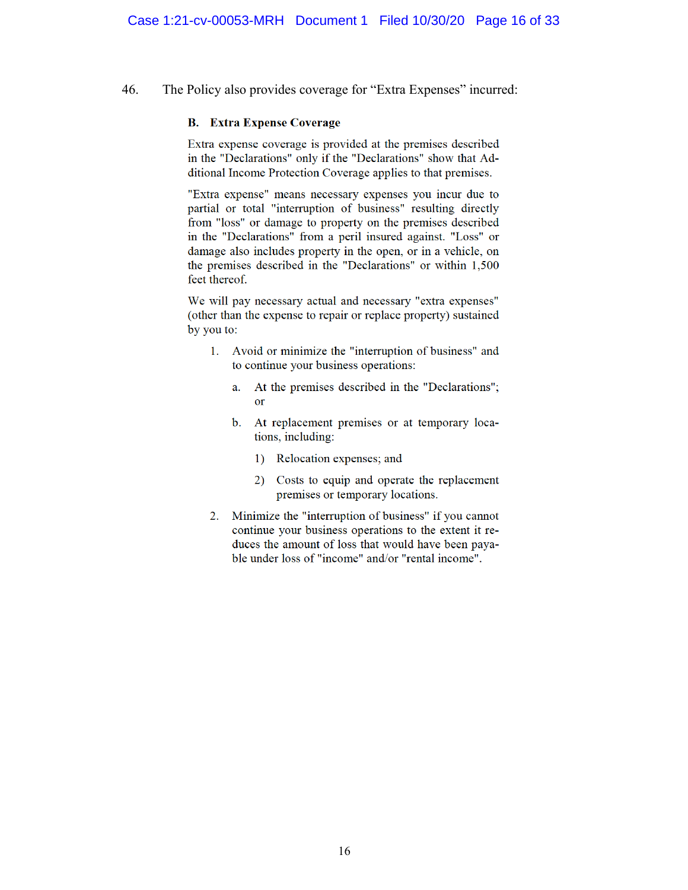46. The Policy also provides coverage for "Extra Expenses" incurred:

> **B. Extra Expense Coverage**
>
> Extra expense coverage is provided at the premises described in the "Declarations" only if the "Declarations" show that Additional Income Protection Coverage applies to that premises.
>
> "Extra expense" means necessary expenses you incur due to partial or total "interruption of business" resulting directly from "loss" or damage to property on the premises described in the "Declarations" from a peril insured against. "Loss" or damage also includes property in the open, or in a vehicle, on the premises described in the "Declarations" or within 1,500 feet thereof.
>
> We will pay necessary actual and necessary "extra expenses" (other than the expense to repair or replace property) sustained by you to:
>
> 1. Avoid or minimize the "interruption of business" and to continue your business operations:
>    a. At the premises described in the "Declarations"; or
>    b. At replacement premises or at temporary locations, including:
>       1) Relocation expenses; and
>       2) Costs to equip and operate the replacement premises or temporary locations.
> 2. Minimize the "interruption of business" if you cannot continue your business operations to the extent it reduces the amount of loss that would have been payable under loss of "income" and/or "rental income".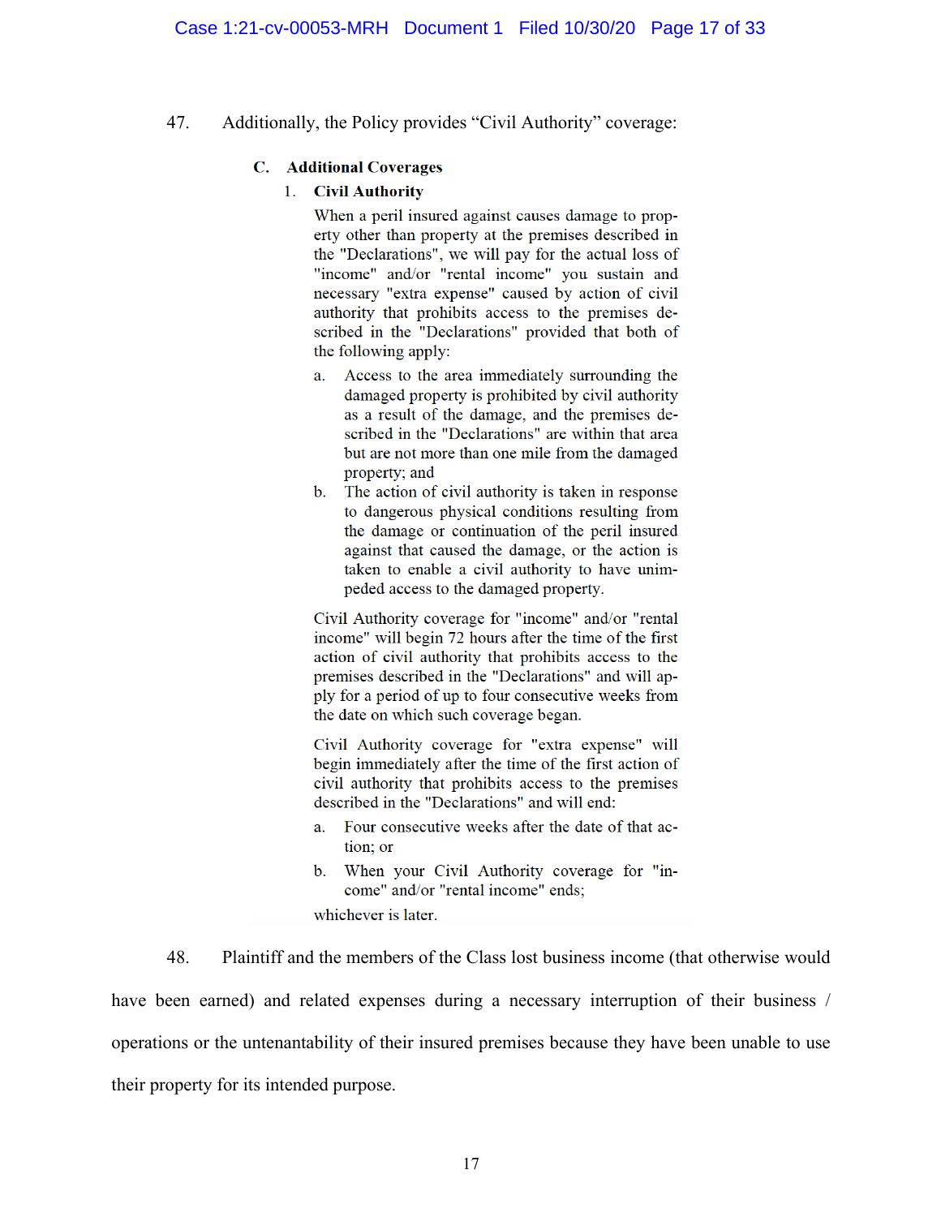47. Additionally, the Policy provides "Civil Authority" coverage:

> **C. Additional Coverages**
>
> 1. **Civil Authority**
>
>    When a peril insured against causes damage to property other than property at the premises described in the "Declarations", we will pay for the actual loss of "income" and/or "rental income" you sustain and necessary "extra expense" caused by action of civil authority that prohibits access to the premises described in the "Declarations" provided that both of the following apply:
>
>    a. Access to the area immediately surrounding the damaged property is prohibited by civil authority as a result of the damage, and the premises described in the "Declarations" are within that area but are not more than one mile from the damaged property; and
>
>    b. The action of civil authority is taken in response to dangerous physical conditions resulting from the damage or continuation of the peril insured against that caused the damage, or the action is taken to enable a civil authority to have unimpeded access to the damaged property.
>
>    Civil Authority coverage for "income" and/or "rental income" will begin 72 hours after the time of the first action of civil authority that prohibits access to the premises described in the "Declarations" and will apply for a period of up to four consecutive weeks from the date on which such coverage began.
>
>    Civil Authority coverage for "extra expense" will begin immediately after the time of the first action of civil authority that prohibits access to the premises described in the "Declarations" and will end:
>
>    a. Four consecutive weeks after the date of that action; or
>
>    b. When your Civil Authority coverage for "income" and/or "rental income" ends;
>
>    whichever is later.

48. Plaintiff and the members of the Class lost business income (that otherwise would have been earned) and related expenses during a necessary interruption of their business / operations or the untenantability of their insured premises because they have been unable to use their property for its intended purpose.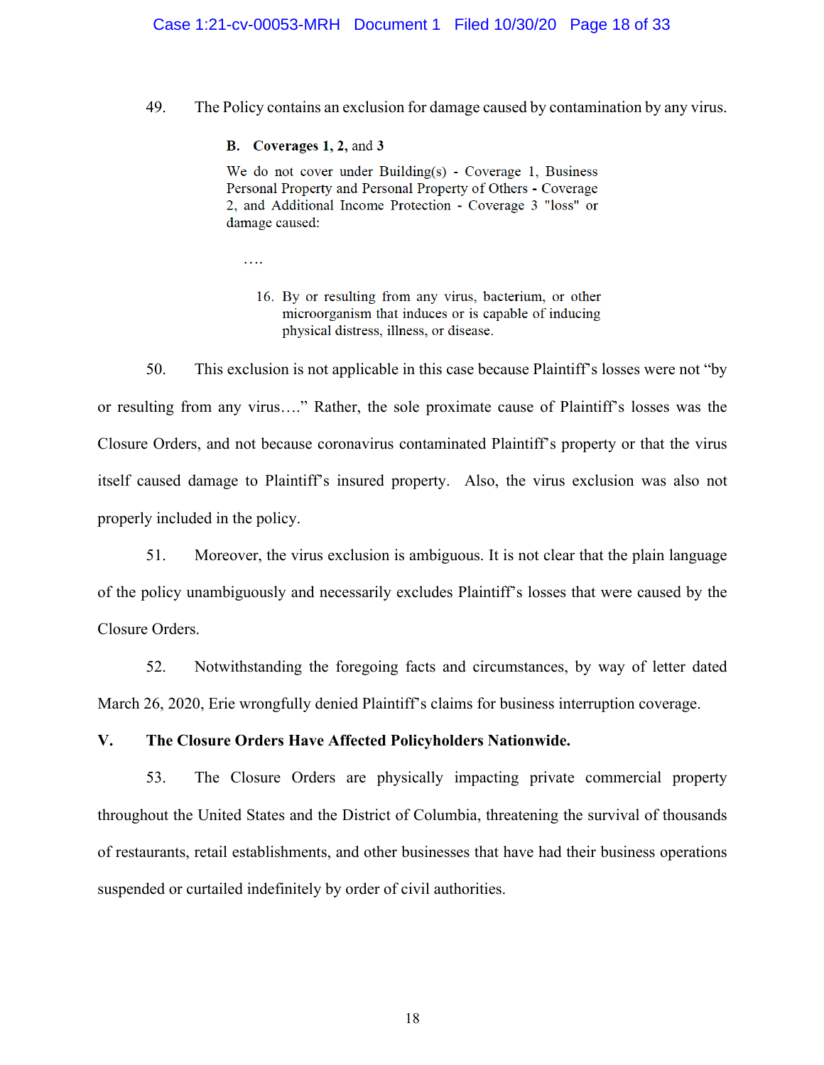49. The Policy contains an exclusion for damage caused by contamination by any virus.

> **B. Coverages 1, 2,** and **3**
>
> We do not cover under Building(s) - Coverage 1, Business Personal Property and Personal Property of Others - Coverage 2, and Additional Income Protection - Coverage 3 "loss" or damage caused:
>
> ….
>
> 16. By or resulting from any virus, bacterium, or other microorganism that induces or is capable of inducing physical distress, illness, or disease.

50. This exclusion is not applicable in this case because Plaintiff's losses were not "by or resulting from any virus…." Rather, the sole proximate cause of Plaintiff's losses was the Closure Orders, and not because coronavirus contaminated Plaintiff's property or that the virus itself caused damage to Plaintiff's insured property. Also, the virus exclusion was also not properly included in the policy.

51. Moreover, the virus exclusion is ambiguous. It is not clear that the plain language of the policy unambiguously and necessarily excludes Plaintiff's losses that were caused by the Closure Orders.

52. Notwithstanding the foregoing facts and circumstances, by way of letter dated March 26, 2020, Erie wrongfully denied Plaintiff's claims for business interruption coverage.

## V. The Closure Orders Have Affected Policyholders Nationwide.

53. The Closure Orders are physically impacting private commercial property throughout the United States and the District of Columbia, threatening the survival of thousands of restaurants, retail establishments, and other businesses that have had their business operations suspended or curtailed indefinitely by order of civil authorities.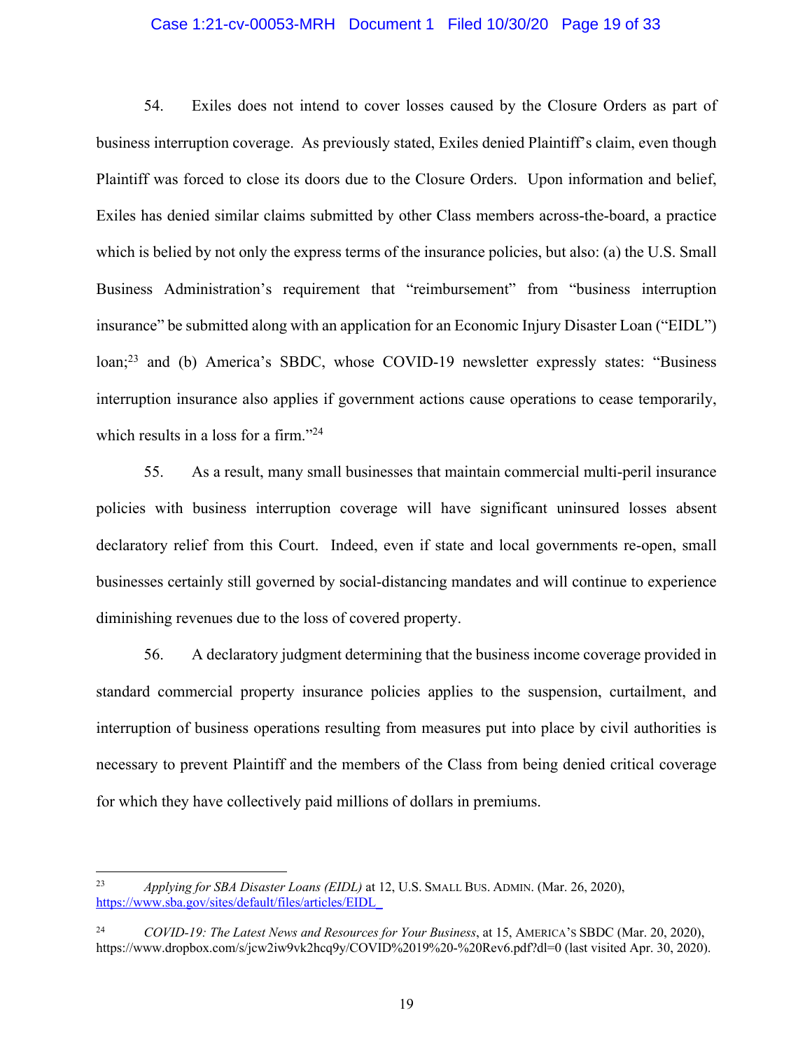54. Exiles does not intend to cover losses caused by the Closure Orders as part of business interruption coverage. As previously stated, Exiles denied Plaintiff's claim, even though Plaintiff was forced to close its doors due to the Closure Orders. Upon information and belief, Exiles has denied similar claims submitted by other Class members across-the-board, a practice which is belied by not only the express terms of the insurance policies, but also: (a) the U.S. Small Business Administration's requirement that "reimbursement" from "business interruption insurance" be submitted along with an application for an Economic Injury Disaster Loan ("EIDL") loan;[23] and (b) America's SBDC, whose COVID-19 newsletter expressly states: "Business interruption insurance also applies if government actions cause operations to cease temporarily, which results in a loss for a firm."[24]

55. As a result, many small businesses that maintain commercial multi-peril insurance policies with business interruption coverage will have significant uninsured losses absent declaratory relief from this Court. Indeed, even if state and local governments re-open, small businesses certainly still governed by social-distancing mandates and will continue to experience diminishing revenues due to the loss of covered property.

56. A declaratory judgment determining that the business income coverage provided in standard commercial property insurance policies applies to the suspension, curtailment, and interruption of business operations resulting from measures put into place by civil authorities is necessary to prevent Plaintiff and the members of the Class from being denied critical coverage for which they have collectively paid millions of dollars in premiums.

---

[23] *Applying for SBA Disaster Loans (EIDL)* at 12, U.S. SMALL BUS. ADMIN. (Mar. 26, 2020), https://www.sba.gov/sites/default/files/articles/EIDL_

[24] *COVID-19: The Latest News and Resources for Your Business*, at 15, AMERICA'S SBDC (Mar. 20, 2020), https://www.dropbox.com/s/jcw2iw9vk2hcq9y/COVID%2019%20-%20Rev6.pdf?dl=0 (last visited Apr. 30, 2020).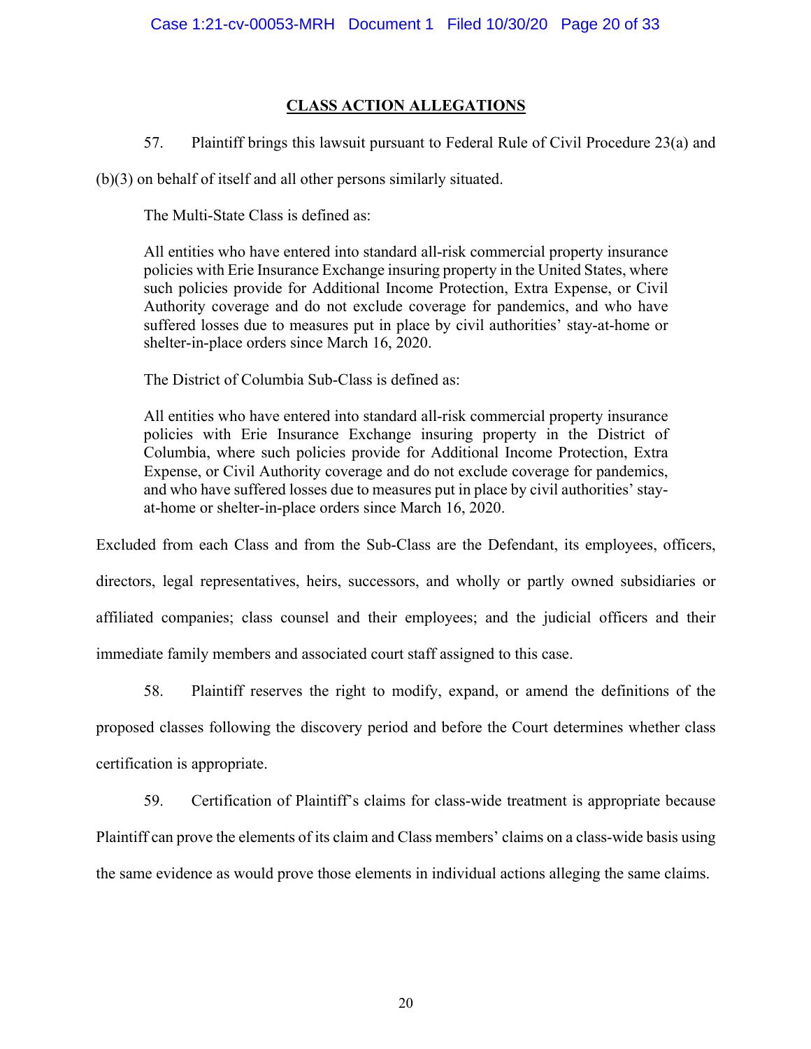## CLASS ACTION ALLEGATIONS

57. Plaintiff brings this lawsuit pursuant to Federal Rule of Civil Procedure 23(a) and (b)(3) on behalf of itself and all other persons similarly situated.

The Multi-State Class is defined as:

> All entities who have entered into standard all-risk commercial property insurance policies with Erie Insurance Exchange insuring property in the United States, where such policies provide for Additional Income Protection, Extra Expense, or Civil Authority coverage and do not exclude coverage for pandemics, and who have suffered losses due to measures put in place by civil authorities' stay-at-home or shelter-in-place orders since March 16, 2020.

The District of Columbia Sub-Class is defined as:

> All entities who have entered into standard all-risk commercial property insurance policies with Erie Insurance Exchange insuring property in the District of Columbia, where such policies provide for Additional Income Protection, Extra Expense, or Civil Authority coverage and do not exclude coverage for pandemics, and who have suffered losses due to measures put in place by civil authorities' stay-at-home or shelter-in-place orders since March 16, 2020.

Excluded from each Class and from the Sub-Class are the Defendant, its employees, officers, directors, legal representatives, heirs, successors, and wholly or partly owned subsidiaries or affiliated companies; class counsel and their employees; and the judicial officers and their immediate family members and associated court staff assigned to this case.

58. Plaintiff reserves the right to modify, expand, or amend the definitions of the proposed classes following the discovery period and before the Court determines whether class certification is appropriate.

59. Certification of Plaintiff's claims for class-wide treatment is appropriate because Plaintiff can prove the elements of its claim and Class members' claims on a class-wide basis using the same evidence as would prove those elements in individual actions alleging the same claims.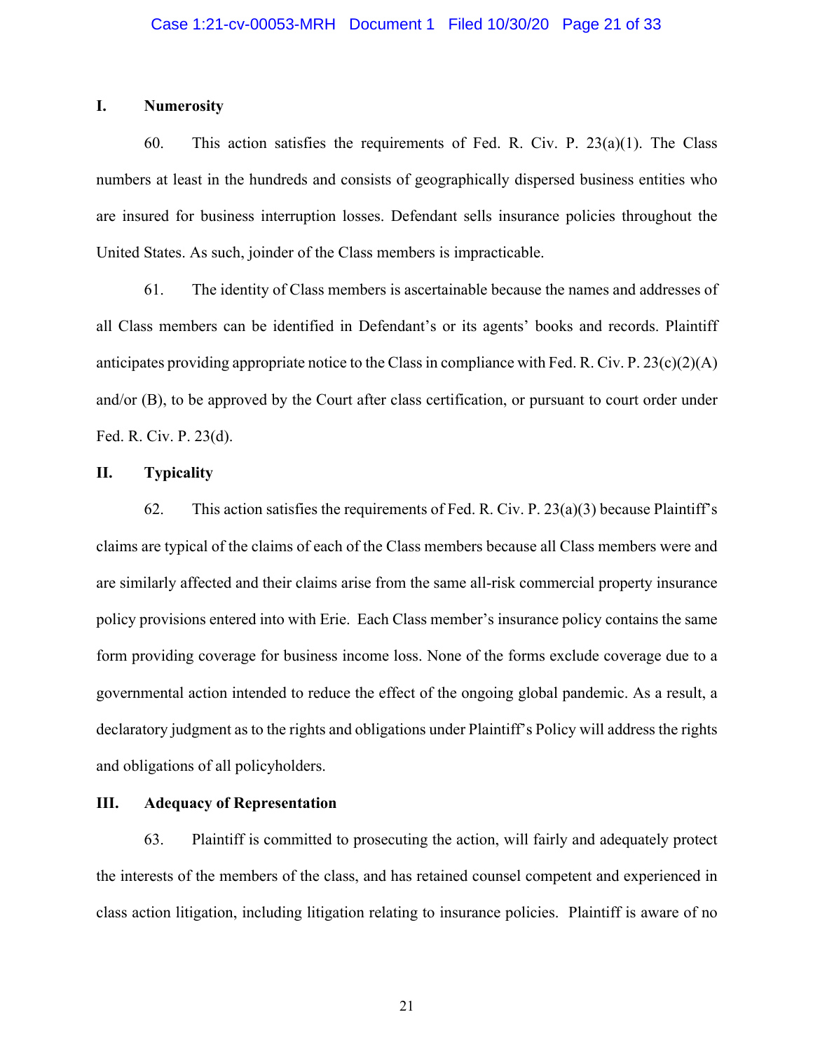## I. Numerosity

60. This action satisfies the requirements of Fed. R. Civ. P. 23(a)(1). The Class numbers at least in the hundreds and consists of geographically dispersed business entities who are insured for business interruption losses. Defendant sells insurance policies throughout the United States. As such, joinder of the Class members is impracticable.

61. The identity of Class members is ascertainable because the names and addresses of all Class members can be identified in Defendant's or its agents' books and records. Plaintiff anticipates providing appropriate notice to the Class in compliance with Fed. R. Civ. P. 23(c)(2)(A) and/or (B), to be approved by the Court after class certification, or pursuant to court order under Fed. R. Civ. P. 23(d).

## II. Typicality

62. This action satisfies the requirements of Fed. R. Civ. P. 23(a)(3) because Plaintiff's claims are typical of the claims of each of the Class members because all Class members were and are similarly affected and their claims arise from the same all-risk commercial property insurance policy provisions entered into with Erie. Each Class member's insurance policy contains the same form providing coverage for business income loss. None of the forms exclude coverage due to a governmental action intended to reduce the effect of the ongoing global pandemic. As a result, a declaratory judgment as to the rights and obligations under Plaintiff's Policy will address the rights and obligations of all policyholders.

## III. Adequacy of Representation

63. Plaintiff is committed to prosecuting the action, will fairly and adequately protect the interests of the members of the class, and has retained counsel competent and experienced in class action litigation, including litigation relating to insurance policies. Plaintiff is aware of no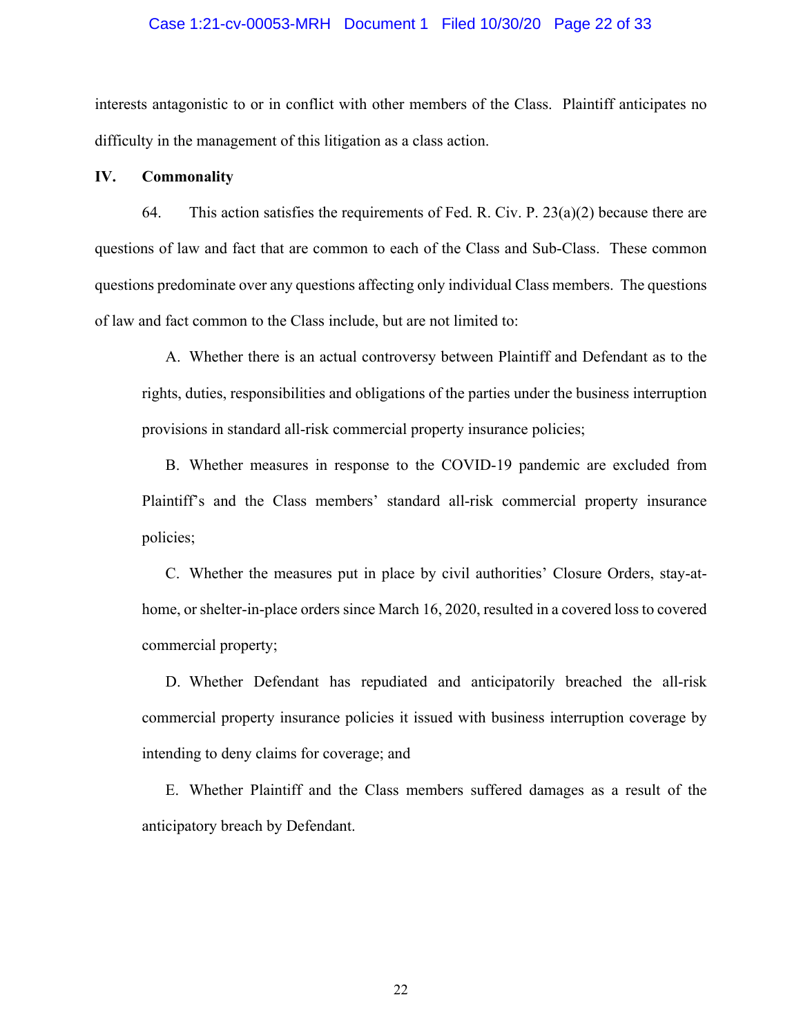interests antagonistic to or in conflict with other members of the Class. Plaintiff anticipates no difficulty in the management of this litigation as a class action.

## IV. Commonality

64. This action satisfies the requirements of Fed. R. Civ. P. 23(a)(2) because there are questions of law and fact that are common to each of the Class and Sub-Class. These common questions predominate over any questions affecting only individual Class members. The questions of law and fact common to the Class include, but are not limited to:

A. Whether there is an actual controversy between Plaintiff and Defendant as to the rights, duties, responsibilities and obligations of the parties under the business interruption provisions in standard all-risk commercial property insurance policies;

B. Whether measures in response to the COVID-19 pandemic are excluded from Plaintiff's and the Class members' standard all-risk commercial property insurance policies;

C. Whether the measures put in place by civil authorities' Closure Orders, stay-at-home, or shelter-in-place orders since March 16, 2020, resulted in a covered loss to covered commercial property;

D. Whether Defendant has repudiated and anticipatorily breached the all-risk commercial property insurance policies it issued with business interruption coverage by intending to deny claims for coverage; and

E. Whether Plaintiff and the Class members suffered damages as a result of the anticipatory breach by Defendant.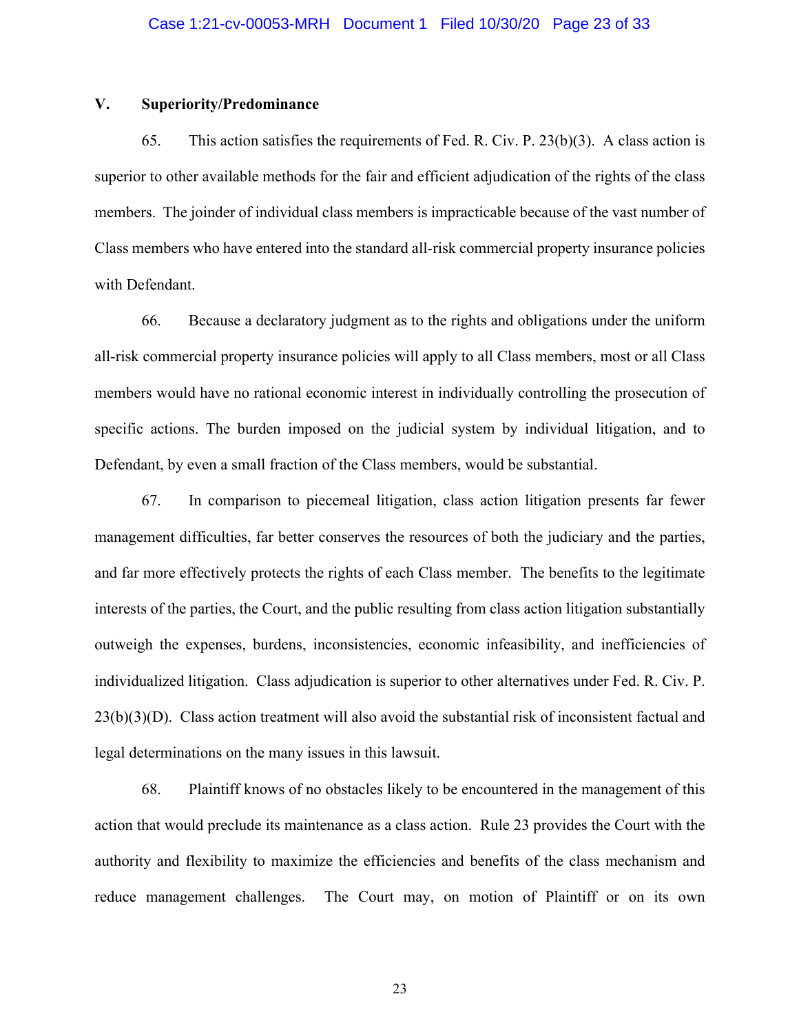## V. Superiority/Predominance

65. This action satisfies the requirements of Fed. R. Civ. P. 23(b)(3). A class action is superior to other available methods for the fair and efficient adjudication of the rights of the class members. The joinder of individual class members is impracticable because of the vast number of Class members who have entered into the standard all-risk commercial property insurance policies with Defendant.

66. Because a declaratory judgment as to the rights and obligations under the uniform all-risk commercial property insurance policies will apply to all Class members, most or all Class members would have no rational economic interest in individually controlling the prosecution of specific actions. The burden imposed on the judicial system by individual litigation, and to Defendant, by even a small fraction of the Class members, would be substantial.

67. In comparison to piecemeal litigation, class action litigation presents far fewer management difficulties, far better conserves the resources of both the judiciary and the parties, and far more effectively protects the rights of each Class member. The benefits to the legitimate interests of the parties, the Court, and the public resulting from class action litigation substantially outweigh the expenses, burdens, inconsistencies, economic infeasibility, and inefficiencies of individualized litigation. Class adjudication is superior to other alternatives under Fed. R. Civ. P. 23(b)(3)(D). Class action treatment will also avoid the substantial risk of inconsistent factual and legal determinations on the many issues in this lawsuit.

68. Plaintiff knows of no obstacles likely to be encountered in the management of this action that would preclude its maintenance as a class action. Rule 23 provides the Court with the authority and flexibility to maximize the efficiencies and benefits of the class mechanism and reduce management challenges. The Court may, on motion of Plaintiff or on its own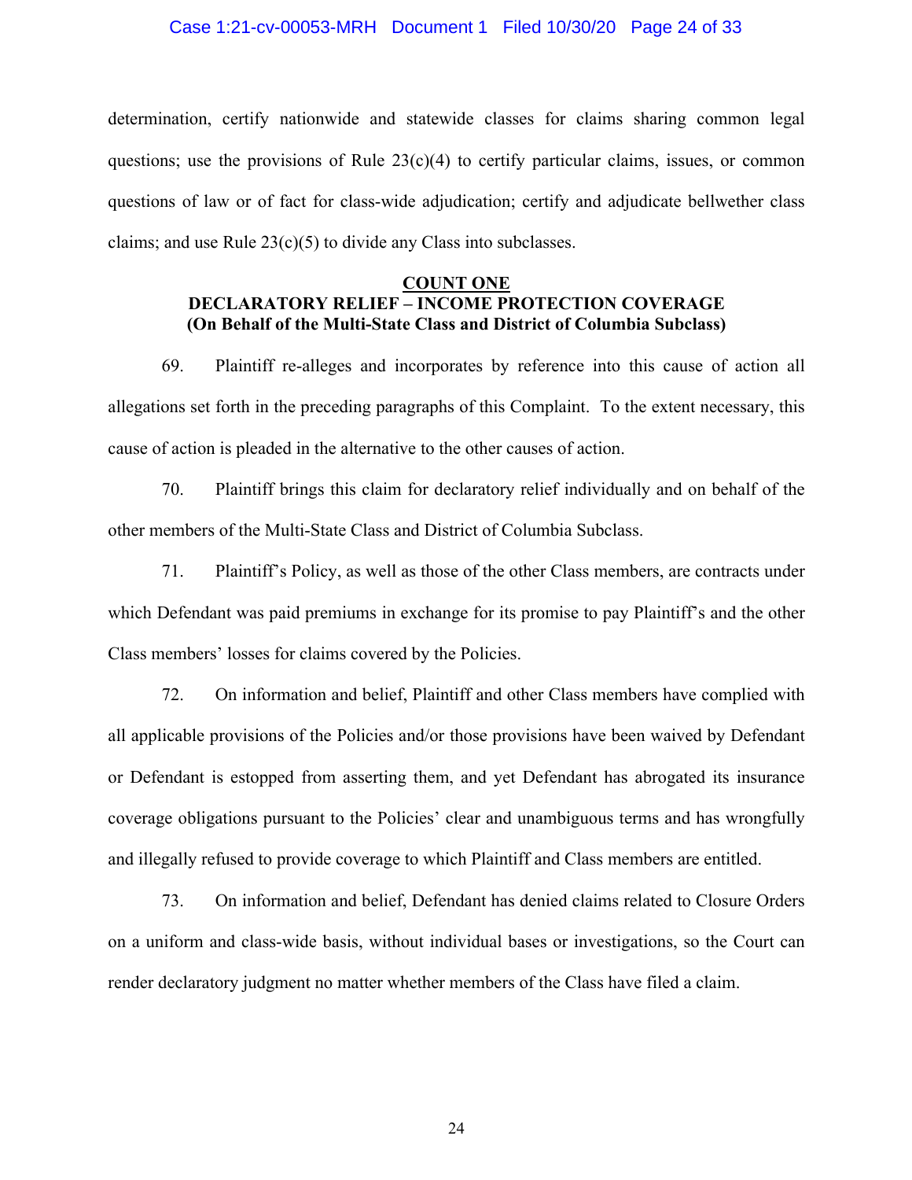determination, certify nationwide and statewide classes for claims sharing common legal questions; use the provisions of Rule 23(c)(4) to certify particular claims, issues, or common questions of law or of fact for class-wide adjudication; certify and adjudicate bellwether class claims; and use Rule 23(c)(5) to divide any Class into subclasses.

## COUNT ONE
## DECLARATORY RELIEF – INCOME PROTECTION COVERAGE
### (On Behalf of the Multi-State Class and District of Columbia Subclass)

69. Plaintiff re-alleges and incorporates by reference into this cause of action all allegations set forth in the preceding paragraphs of this Complaint. To the extent necessary, this cause of action is pleaded in the alternative to the other causes of action.

70. Plaintiff brings this claim for declaratory relief individually and on behalf of the other members of the Multi-State Class and District of Columbia Subclass.

71. Plaintiff's Policy, as well as those of the other Class members, are contracts under which Defendant was paid premiums in exchange for its promise to pay Plaintiff's and the other Class members' losses for claims covered by the Policies.

72. On information and belief, Plaintiff and other Class members have complied with all applicable provisions of the Policies and/or those provisions have been waived by Defendant or Defendant is estopped from asserting them, and yet Defendant has abrogated its insurance coverage obligations pursuant to the Policies' clear and unambiguous terms and has wrongfully and illegally refused to provide coverage to which Plaintiff and Class members are entitled.

73. On information and belief, Defendant has denied claims related to Closure Orders on a uniform and class-wide basis, without individual bases or investigations, so the Court can render declaratory judgment no matter whether members of the Class have filed a claim.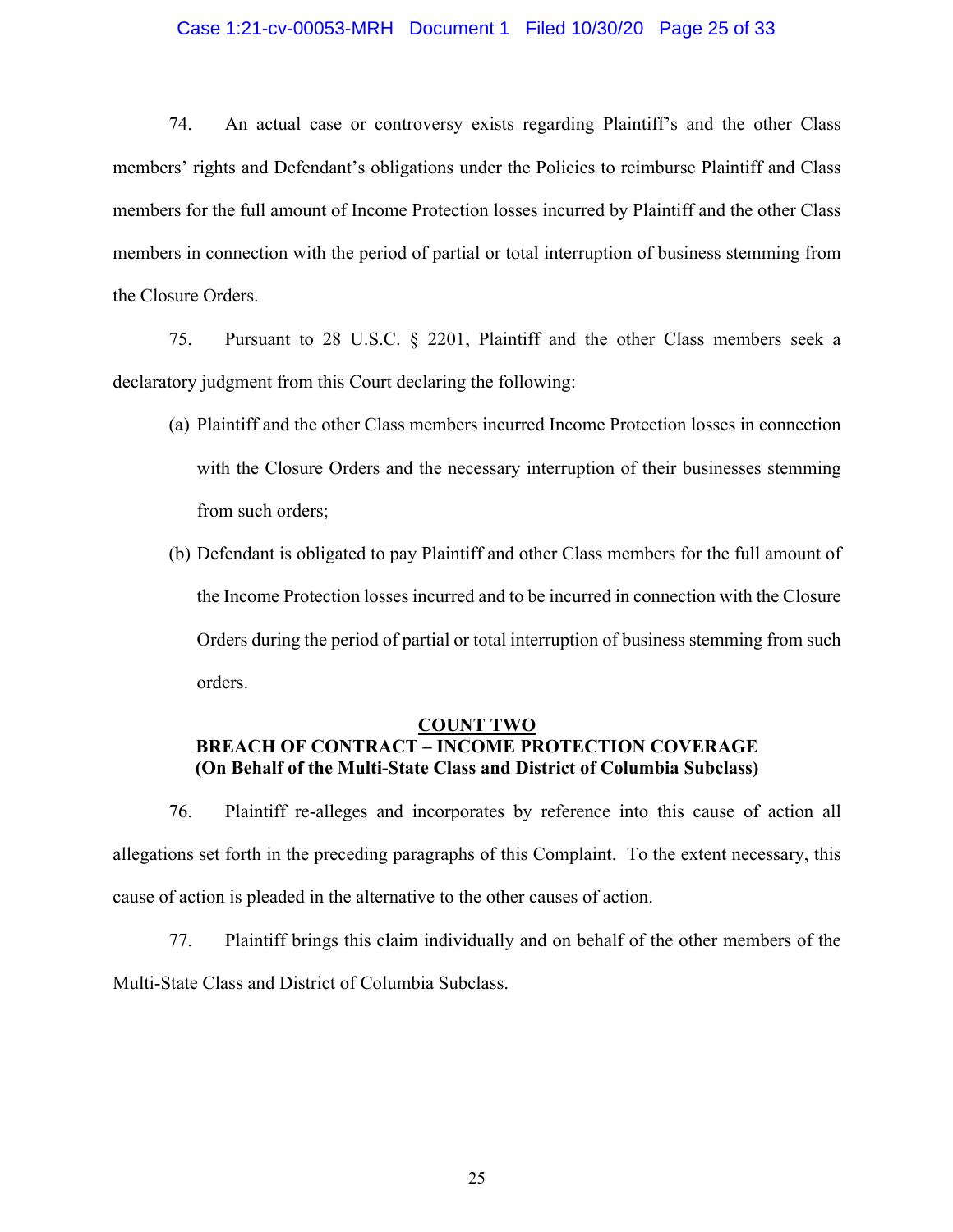74. An actual case or controversy exists regarding Plaintiff's and the other Class members' rights and Defendant's obligations under the Policies to reimburse Plaintiff and Class members for the full amount of Income Protection losses incurred by Plaintiff and the other Class members in connection with the period of partial or total interruption of business stemming from the Closure Orders.

75. Pursuant to 28 U.S.C. § 2201, Plaintiff and the other Class members seek a declaratory judgment from this Court declaring the following:

(a) Plaintiff and the other Class members incurred Income Protection losses in connection with the Closure Orders and the necessary interruption of their businesses stemming from such orders;

(b) Defendant is obligated to pay Plaintiff and other Class members for the full amount of the Income Protection losses incurred and to be incurred in connection with the Closure Orders during the period of partial or total interruption of business stemming from such orders.

**COUNT TWO**
**BREACH OF CONTRACT – INCOME PROTECTION COVERAGE**
**(On Behalf of the Multi-State Class and District of Columbia Subclass)**

76. Plaintiff re-alleges and incorporates by reference into this cause of action all allegations set forth in the preceding paragraphs of this Complaint. To the extent necessary, this cause of action is pleaded in the alternative to the other causes of action.

77. Plaintiff brings this claim individually and on behalf of the other members of the Multi-State Class and District of Columbia Subclass.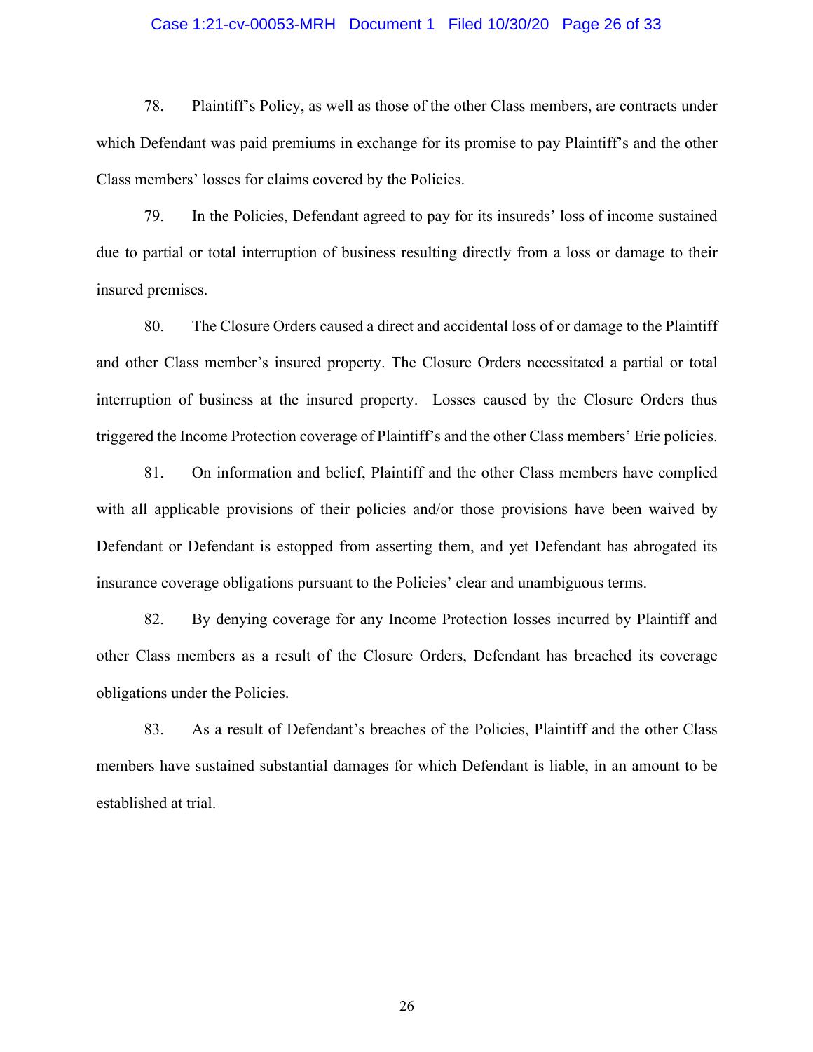78. Plaintiff's Policy, as well as those of the other Class members, are contracts under which Defendant was paid premiums in exchange for its promise to pay Plaintiff's and the other Class members' losses for claims covered by the Policies.

79. In the Policies, Defendant agreed to pay for its insureds' loss of income sustained due to partial or total interruption of business resulting directly from a loss or damage to their insured premises.

80. The Closure Orders caused a direct and accidental loss of or damage to the Plaintiff and other Class member's insured property. The Closure Orders necessitated a partial or total interruption of business at the insured property. Losses caused by the Closure Orders thus triggered the Income Protection coverage of Plaintiff's and the other Class members' Erie policies.

81. On information and belief, Plaintiff and the other Class members have complied with all applicable provisions of their policies and/or those provisions have been waived by Defendant or Defendant is estopped from asserting them, and yet Defendant has abrogated its insurance coverage obligations pursuant to the Policies' clear and unambiguous terms.

82. By denying coverage for any Income Protection losses incurred by Plaintiff and other Class members as a result of the Closure Orders, Defendant has breached its coverage obligations under the Policies.

83. As a result of Defendant's breaches of the Policies, Plaintiff and the other Class members have sustained substantial damages for which Defendant is liable, in an amount to be established at trial.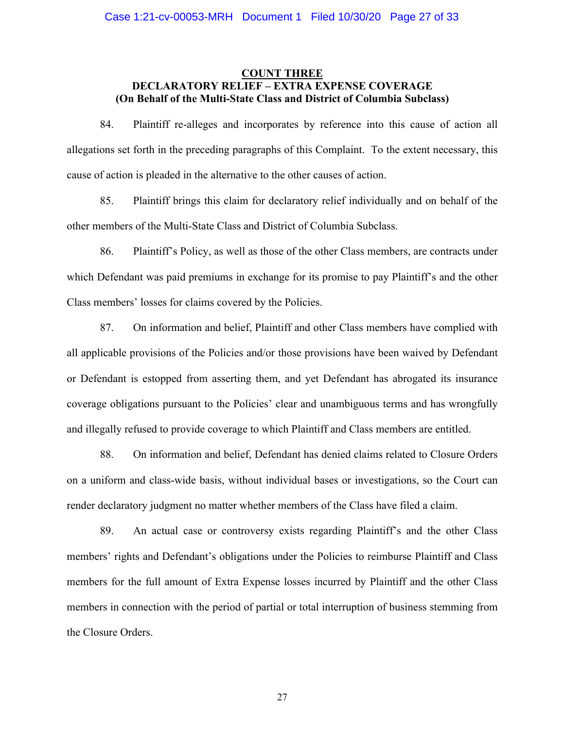**COUNT THREE**

**DECLARATORY RELIEF – EXTRA EXPENSE COVERAGE**

**(On Behalf of the Multi-State Class and District of Columbia Subclass)**

84. Plaintiff re-alleges and incorporates by reference into this cause of action all allegations set forth in the preceding paragraphs of this Complaint. To the extent necessary, this cause of action is pleaded in the alternative to the other causes of action.

85. Plaintiff brings this claim for declaratory relief individually and on behalf of the other members of the Multi-State Class and District of Columbia Subclass.

86. Plaintiff's Policy, as well as those of the other Class members, are contracts under which Defendant was paid premiums in exchange for its promise to pay Plaintiff's and the other Class members' losses for claims covered by the Policies.

87. On information and belief, Plaintiff and other Class members have complied with all applicable provisions of the Policies and/or those provisions have been waived by Defendant or Defendant is estopped from asserting them, and yet Defendant has abrogated its insurance coverage obligations pursuant to the Policies' clear and unambiguous terms and has wrongfully and illegally refused to provide coverage to which Plaintiff and Class members are entitled.

88. On information and belief, Defendant has denied claims related to Closure Orders on a uniform and class-wide basis, without individual bases or investigations, so the Court can render declaratory judgment no matter whether members of the Class have filed a claim.

89. An actual case or controversy exists regarding Plaintiff's and the other Class members' rights and Defendant's obligations under the Policies to reimburse Plaintiff and Class members for the full amount of Extra Expense losses incurred by Plaintiff and the other Class members in connection with the period of partial or total interruption of business stemming from the Closure Orders.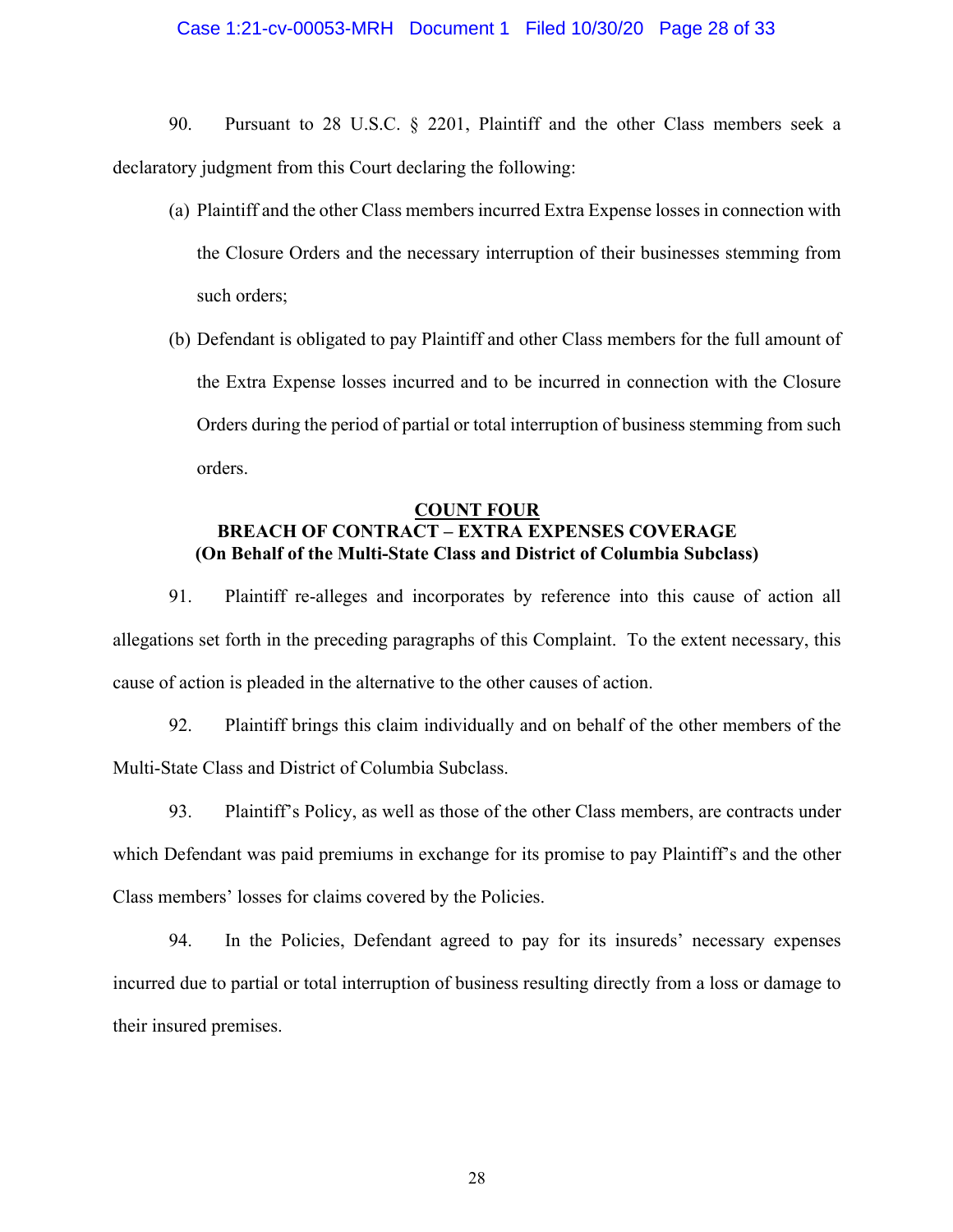90. Pursuant to 28 U.S.C. § 2201, Plaintiff and the other Class members seek a declaratory judgment from this Court declaring the following:

(a) Plaintiff and the other Class members incurred Extra Expense losses in connection with the Closure Orders and the necessary interruption of their businesses stemming from such orders;

(b) Defendant is obligated to pay Plaintiff and other Class members for the full amount of the Extra Expense losses incurred and to be incurred in connection with the Closure Orders during the period of partial or total interruption of business stemming from such orders.

**COUNT FOUR**
**BREACH OF CONTRACT – EXTRA EXPENSES COVERAGE**
**(On Behalf of the Multi-State Class and District of Columbia Subclass)**

91. Plaintiff re-alleges and incorporates by reference into this cause of action all allegations set forth in the preceding paragraphs of this Complaint. To the extent necessary, this cause of action is pleaded in the alternative to the other causes of action.

92. Plaintiff brings this claim individually and on behalf of the other members of the Multi-State Class and District of Columbia Subclass.

93. Plaintiff's Policy, as well as those of the other Class members, are contracts under which Defendant was paid premiums in exchange for its promise to pay Plaintiff's and the other Class members' losses for claims covered by the Policies.

94. In the Policies, Defendant agreed to pay for its insureds' necessary expenses incurred due to partial or total interruption of business resulting directly from a loss or damage to their insured premises.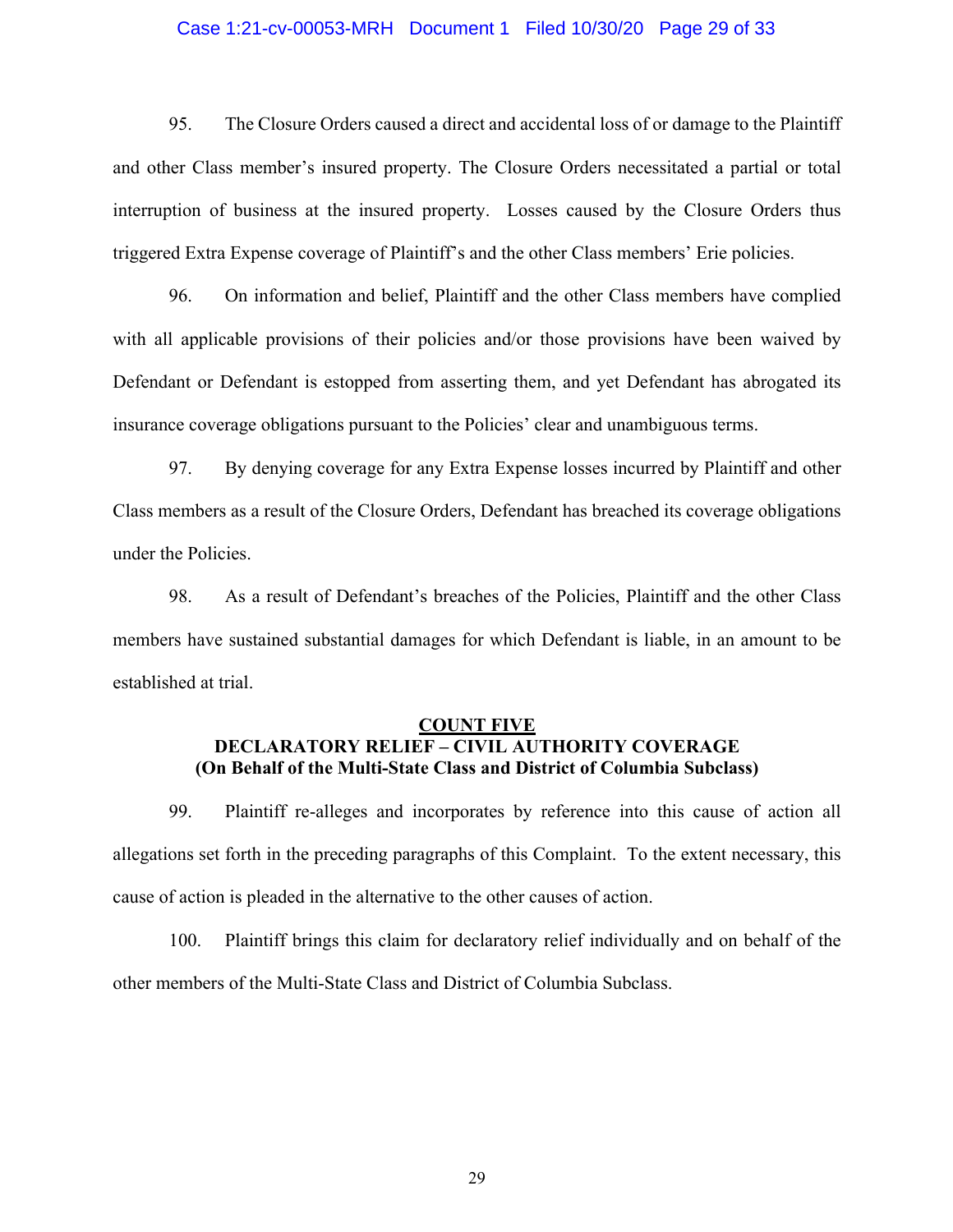95. The Closure Orders caused a direct and accidental loss of or damage to the Plaintiff and other Class member's insured property. The Closure Orders necessitated a partial or total interruption of business at the insured property. Losses caused by the Closure Orders thus triggered Extra Expense coverage of Plaintiff's and the other Class members' Erie policies.

96. On information and belief, Plaintiff and the other Class members have complied with all applicable provisions of their policies and/or those provisions have been waived by Defendant or Defendant is estopped from asserting them, and yet Defendant has abrogated its insurance coverage obligations pursuant to the Policies' clear and unambiguous terms.

97. By denying coverage for any Extra Expense losses incurred by Plaintiff and other Class members as a result of the Closure Orders, Defendant has breached its coverage obligations under the Policies.

98. As a result of Defendant's breaches of the Policies, Plaintiff and the other Class members have sustained substantial damages for which Defendant is liable, in an amount to be established at trial.

## COUNT FIVE
## DECLARATORY RELIEF – CIVIL AUTHORITY COVERAGE
## (On Behalf of the Multi-State Class and District of Columbia Subclass)

99. Plaintiff re-alleges and incorporates by reference into this cause of action all allegations set forth in the preceding paragraphs of this Complaint. To the extent necessary, this cause of action is pleaded in the alternative to the other causes of action.

100. Plaintiff brings this claim for declaratory relief individually and on behalf of the other members of the Multi-State Class and District of Columbia Subclass.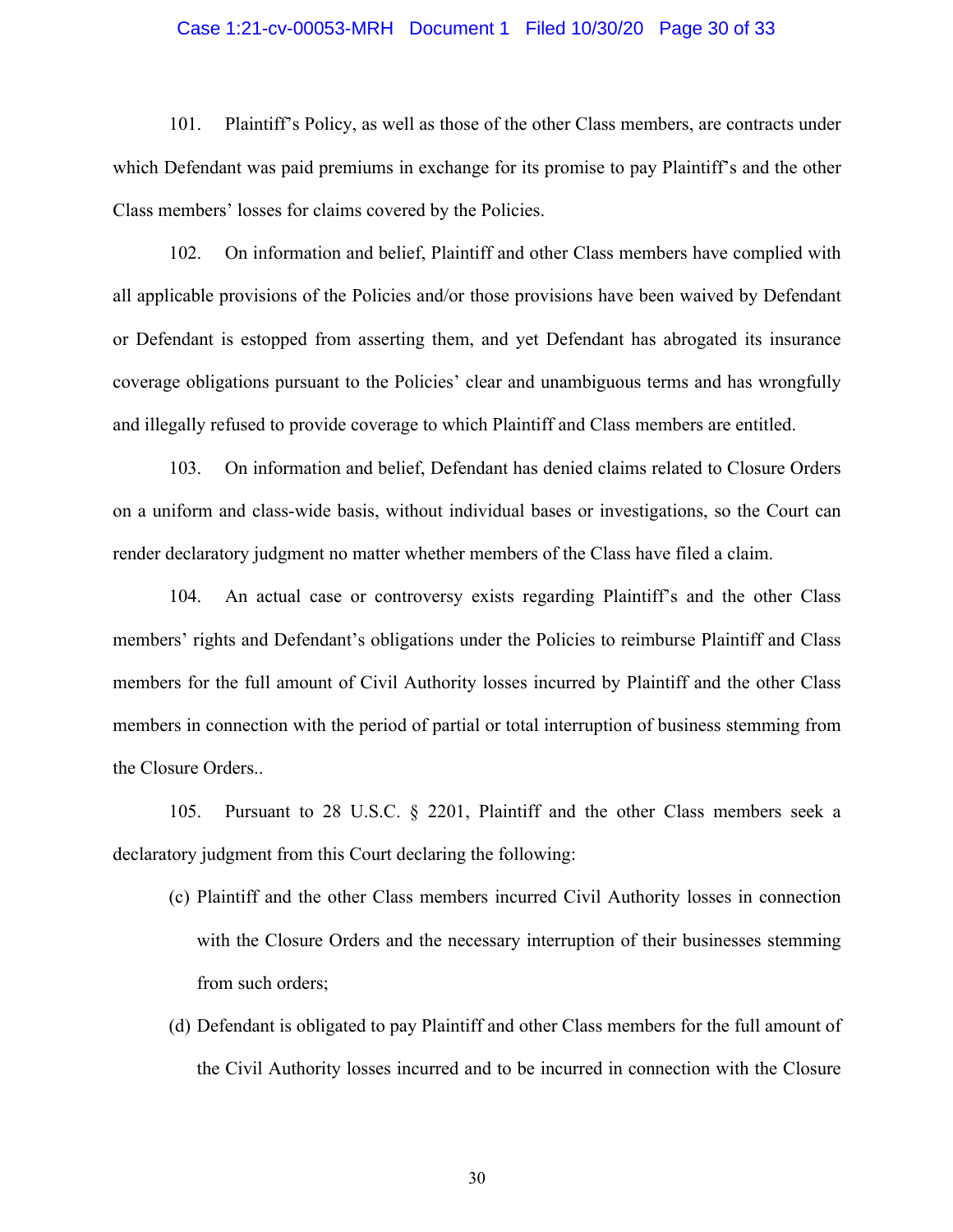101. Plaintiff's Policy, as well as those of the other Class members, are contracts under which Defendant was paid premiums in exchange for its promise to pay Plaintiff's and the other Class members' losses for claims covered by the Policies.

102. On information and belief, Plaintiff and other Class members have complied with all applicable provisions of the Policies and/or those provisions have been waived by Defendant or Defendant is estopped from asserting them, and yet Defendant has abrogated its insurance coverage obligations pursuant to the Policies' clear and unambiguous terms and has wrongfully and illegally refused to provide coverage to which Plaintiff and Class members are entitled.

103. On information and belief, Defendant has denied claims related to Closure Orders on a uniform and class-wide basis, without individual bases or investigations, so the Court can render declaratory judgment no matter whether members of the Class have filed a claim.

104. An actual case or controversy exists regarding Plaintiff's and the other Class members' rights and Defendant's obligations under the Policies to reimburse Plaintiff and Class members for the full amount of Civil Authority losses incurred by Plaintiff and the other Class members in connection with the period of partial or total interruption of business stemming from the Closure Orders..

105. Pursuant to 28 U.S.C. § 2201, Plaintiff and the other Class members seek a declaratory judgment from this Court declaring the following:

(c) Plaintiff and the other Class members incurred Civil Authority losses in connection with the Closure Orders and the necessary interruption of their businesses stemming from such orders;

(d) Defendant is obligated to pay Plaintiff and other Class members for the full amount of the Civil Authority losses incurred and to be incurred in connection with the Closure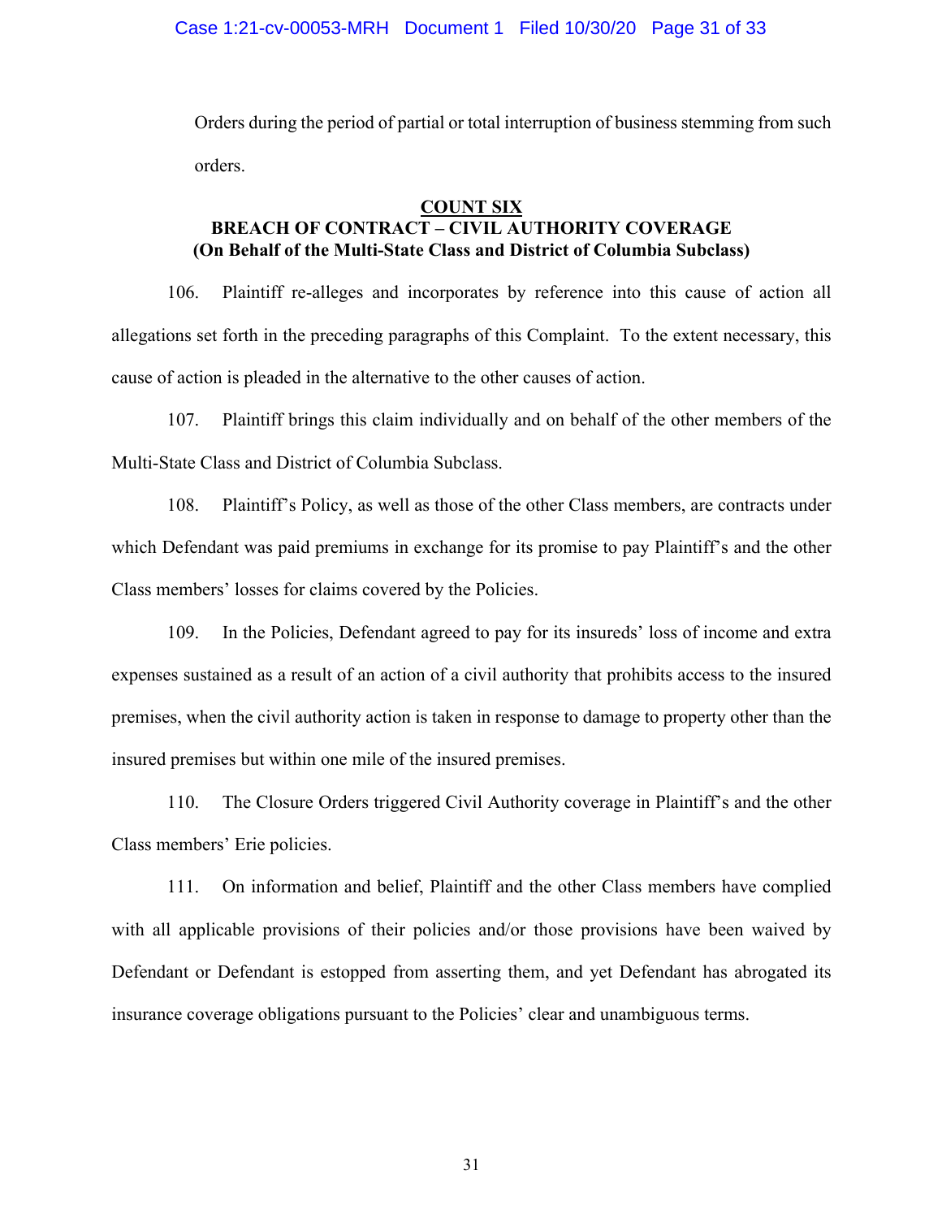Orders during the period of partial or total interruption of business stemming from such orders.

**COUNT SIX**
**BREACH OF CONTRACT – CIVIL AUTHORITY COVERAGE**
**(On Behalf of the Multi-State Class and District of Columbia Subclass)**

106. Plaintiff re-alleges and incorporates by reference into this cause of action all allegations set forth in the preceding paragraphs of this Complaint. To the extent necessary, this cause of action is pleaded in the alternative to the other causes of action.

107. Plaintiff brings this claim individually and on behalf of the other members of the Multi-State Class and District of Columbia Subclass.

108. Plaintiff's Policy, as well as those of the other Class members, are contracts under which Defendant was paid premiums in exchange for its promise to pay Plaintiff's and the other Class members' losses for claims covered by the Policies.

109. In the Policies, Defendant agreed to pay for its insureds' loss of income and extra expenses sustained as a result of an action of a civil authority that prohibits access to the insured premises, when the civil authority action is taken in response to damage to property other than the insured premises but within one mile of the insured premises.

110. The Closure Orders triggered Civil Authority coverage in Plaintiff's and the other Class members' Erie policies.

111. On information and belief, Plaintiff and the other Class members have complied with all applicable provisions of their policies and/or those provisions have been waived by Defendant or Defendant is estopped from asserting them, and yet Defendant has abrogated its insurance coverage obligations pursuant to the Policies' clear and unambiguous terms.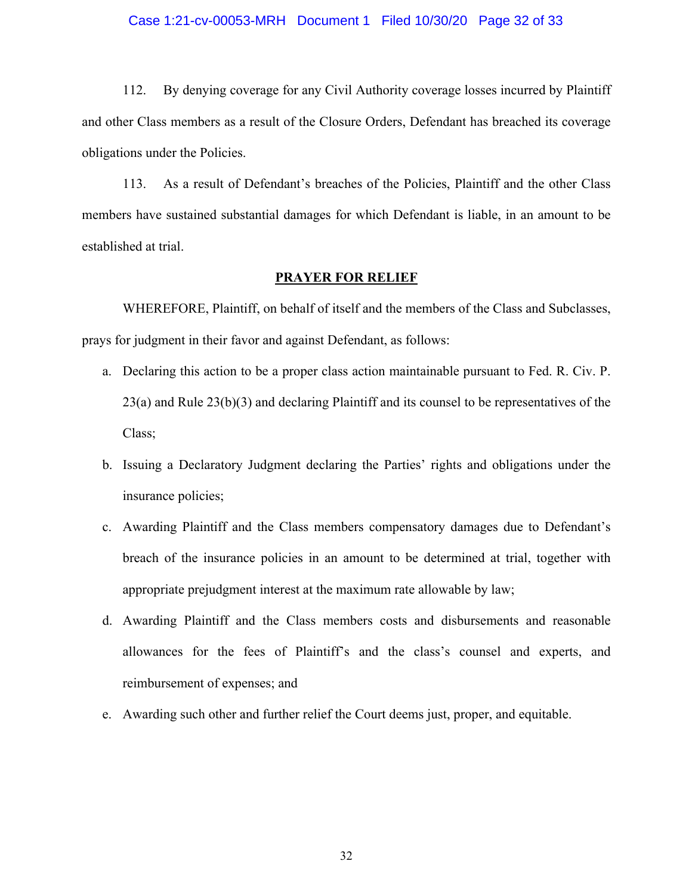112. By denying coverage for any Civil Authority coverage losses incurred by Plaintiff and other Class members as a result of the Closure Orders, Defendant has breached its coverage obligations under the Policies.

113. As a result of Defendant's breaches of the Policies, Plaintiff and the other Class members have sustained substantial damages for which Defendant is liable, in an amount to be established at trial.

## PRAYER FOR RELIEF

WHEREFORE, Plaintiff, on behalf of itself and the members of the Class and Subclasses, prays for judgment in their favor and against Defendant, as follows:

a. Declaring this action to be a proper class action maintainable pursuant to Fed. R. Civ. P. 23(a) and Rule 23(b)(3) and declaring Plaintiff and its counsel to be representatives of the Class;

b. Issuing a Declaratory Judgment declaring the Parties' rights and obligations under the insurance policies;

c. Awarding Plaintiff and the Class members compensatory damages due to Defendant's breach of the insurance policies in an amount to be determined at trial, together with appropriate prejudgment interest at the maximum rate allowable by law;

d. Awarding Plaintiff and the Class members costs and disbursements and reasonable allowances for the fees of Plaintiff's and the class's counsel and experts, and reimbursement of expenses; and

e. Awarding such other and further relief the Court deems just, proper, and equitable.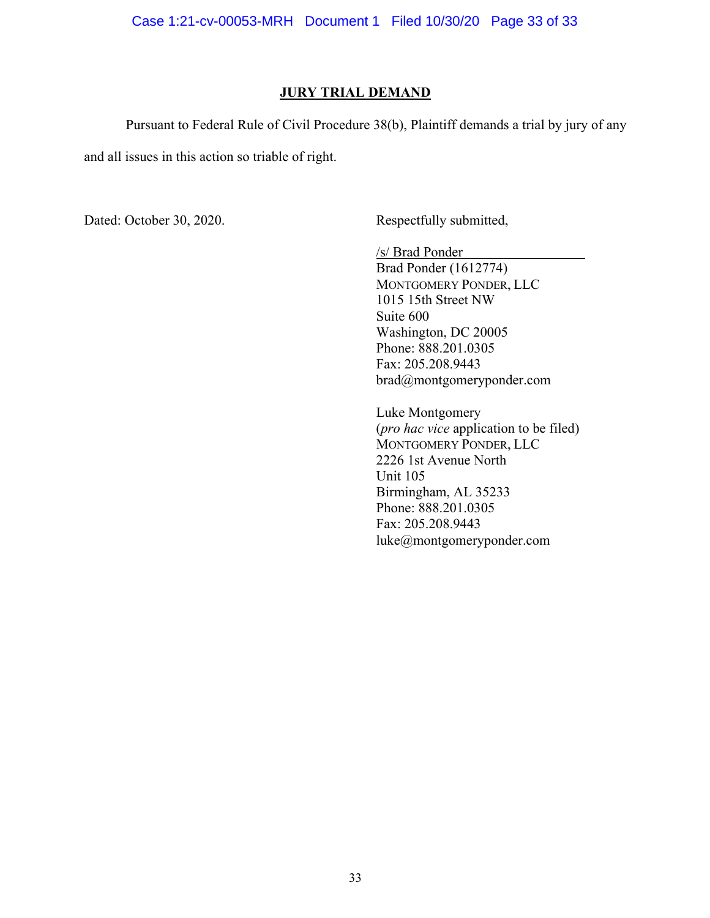## **JURY TRIAL DEMAND**

Pursuant to Federal Rule of Civil Procedure 38(b), Plaintiff demands a trial by jury of any and all issues in this action so triable of right.

Dated: October 30, 2020.

Respectfully submitted,

/s/ Brad Ponder
Brad Ponder (1612774)
MONTGOMERY PONDER, LLC
1015 15th Street NW
Suite 600
Washington, DC 20005
Phone: 888.201.0305
Fax: 205.208.9443
brad@montgomeryponder.com

Luke Montgomery
(*pro hac vice* application to be filed)
MONTGOMERY PONDER, LLC
2226 1st Avenue North
Unit 105
Birmingham, AL 35233
Phone: 888.201.0305
Fax: 205.208.9443
luke@montgomeryponder.com